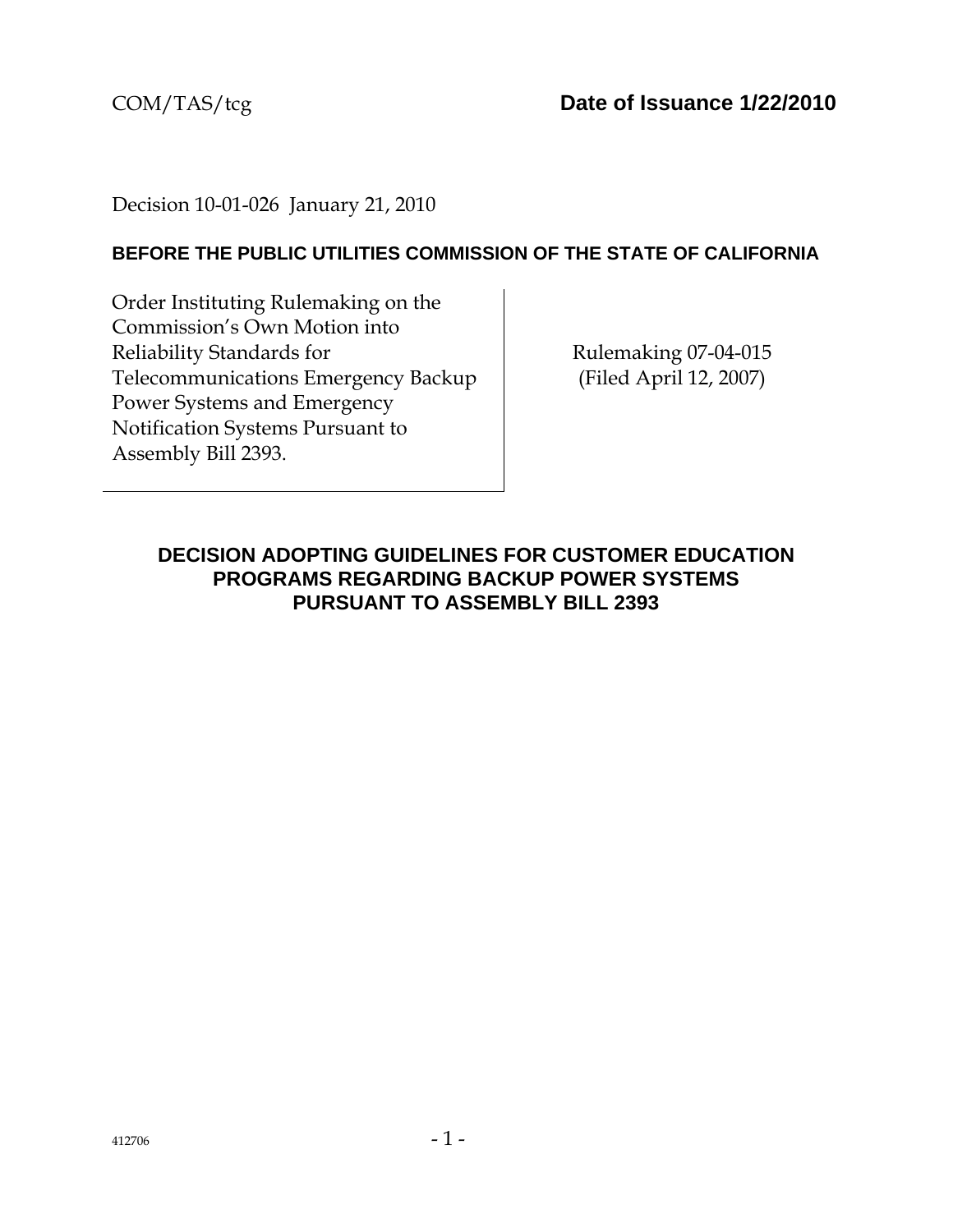COM/TAS/tcg **Date of Issuance 1/22/2010**

Decision 10-01-026 January 21, 2010

**BEFORE THE PUBLIC UTILITIES COMMISSION OF THE STATE OF CALIFORNIA**

| | |
|---|---|
| Order Instituting Rulemaking on the Commission's Own Motion into Reliability Standards for Telecommunications Emergency Backup Power Systems and Emergency Notification Systems Pursuant to Assembly Bill 2393. | Rulemaking 07-04-015 (Filed April 12, 2007) |

## DECISION ADOPTING GUIDELINES FOR CUSTOMER EDUCATION PROGRAMS REGARDING BACKUP POWER SYSTEMS PURSUANT TO ASSEMBLY BILL 2393

412706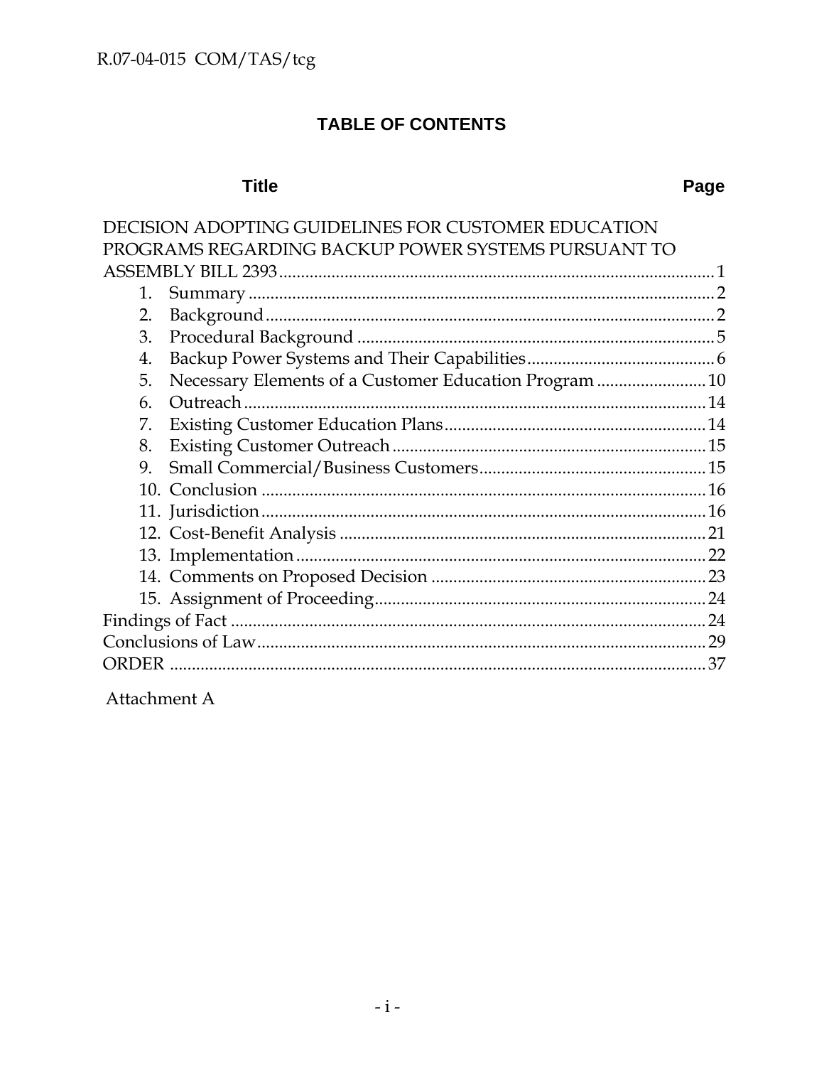# TABLE OF CONTENTS

| Title | Page |
|---|---|
| DECISION ADOPTING GUIDELINES FOR CUSTOMER EDUCATION PROGRAMS REGARDING BACKUP POWER SYSTEMS PURSUANT TO ASSEMBLY BILL 2393 | 1 |
| 1. Summary | 2 |
| 2. Background | 2 |
| 3. Procedural Background | 5 |
| 4. Backup Power Systems and Their Capabilities | 6 |
| 5. Necessary Elements of a Customer Education Program | 10 |
| 6. Outreach | 14 |
| 7. Existing Customer Education Plans | 14 |
| 8. Existing Customer Outreach | 15 |
| 9. Small Commercial/Business Customers | 15 |
| 10. Conclusion | 16 |
| 11. Jurisdiction | 16 |
| 12. Cost-Benefit Analysis | 21 |
| 13. Implementation | 22 |
| 14. Comments on Proposed Decision | 23 |
| 15. Assignment of Proceeding | 24 |
| Findings of Fact | 24 |
| Conclusions of Law | 29 |
| ORDER | 37 |

Attachment A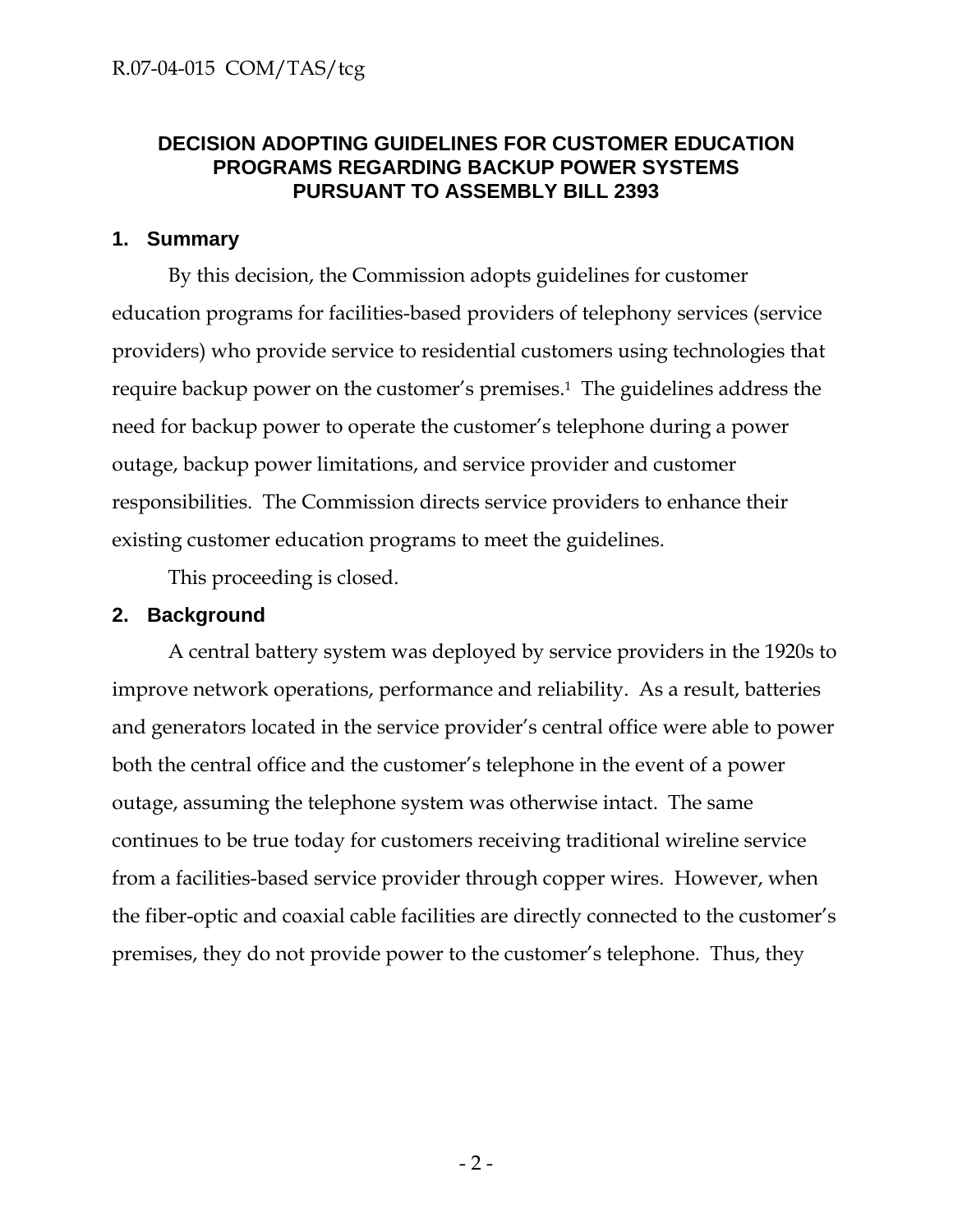# DECISION ADOPTING GUIDELINES FOR CUSTOMER EDUCATION PROGRAMS REGARDING BACKUP POWER SYSTEMS PURSUANT TO ASSEMBLY BILL 2393

## 1. Summary

By this decision, the Commission adopts guidelines for customer education programs for facilities-based providers of telephony services (service providers) who provide service to residential customers using technologies that require backup power on the customer's premises.[1] The guidelines address the need for backup power to operate the customer's telephone during a power outage, backup power limitations, and service provider and customer responsibilities. The Commission directs service providers to enhance their existing customer education programs to meet the guidelines.

This proceeding is closed.

## 2. Background

A central battery system was deployed by service providers in the 1920s to improve network operations, performance and reliability. As a result, batteries and generators located in the service provider's central office were able to power both the central office and the customer's telephone in the event of a power outage, assuming the telephone system was otherwise intact. The same continues to be true today for customers receiving traditional wireline service from a facilities-based service provider through copper wires. However, when the fiber-optic and coaxial cable facilities are directly connected to the customer's premises, they do not provide power to the customer's telephone. Thus, they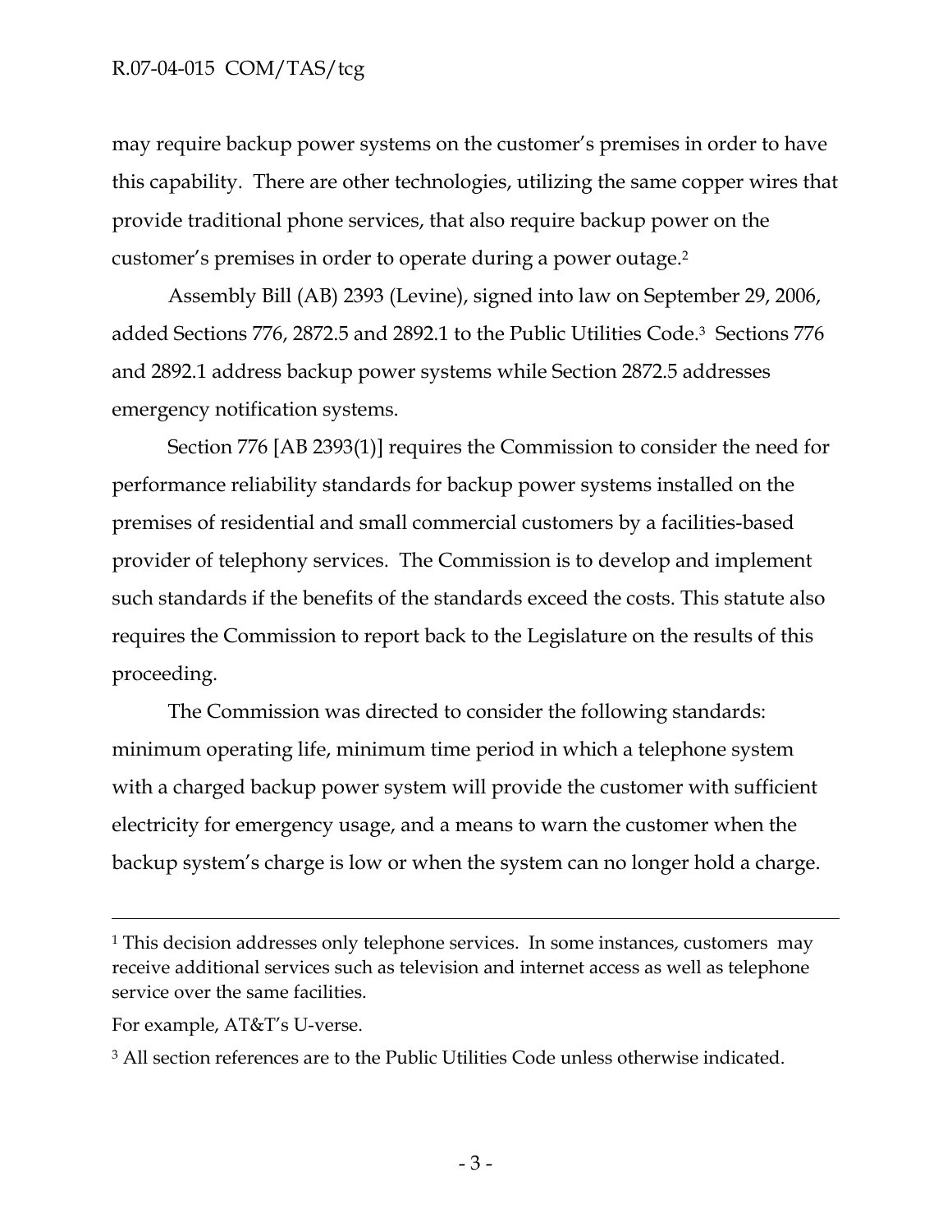may require backup power systems on the customer's premises in order to have this capability. There are other technologies, utilizing the same copper wires that provide traditional phone services, that also require backup power on the customer's premises in order to operate during a power outage.[2]

Assembly Bill (AB) 2393 (Levine), signed into law on September 29, 2006, added Sections 776, 2872.5 and 2892.1 to the Public Utilities Code.[3] Sections 776 and 2892.1 address backup power systems while Section 2872.5 addresses emergency notification systems.

Section 776 [AB 2393(1)] requires the Commission to consider the need for performance reliability standards for backup power systems installed on the premises of residential and small commercial customers by a facilities-based provider of telephony services. The Commission is to develop and implement such standards if the benefits of the standards exceed the costs. This statute also requires the Commission to report back to the Legislature on the results of this proceeding.

The Commission was directed to consider the following standards: minimum operating life, minimum time period in which a telephone system with a charged backup power system will provide the customer with sufficient electricity for emergency usage, and a means to warn the customer when the backup system's charge is low or when the system can no longer hold a charge.

---

[1] This decision addresses only telephone services. In some instances, customers may receive additional services such as television and internet access as well as telephone service over the same facilities.

For example, AT&T's U-verse.

[3] All section references are to the Public Utilities Code unless otherwise indicated.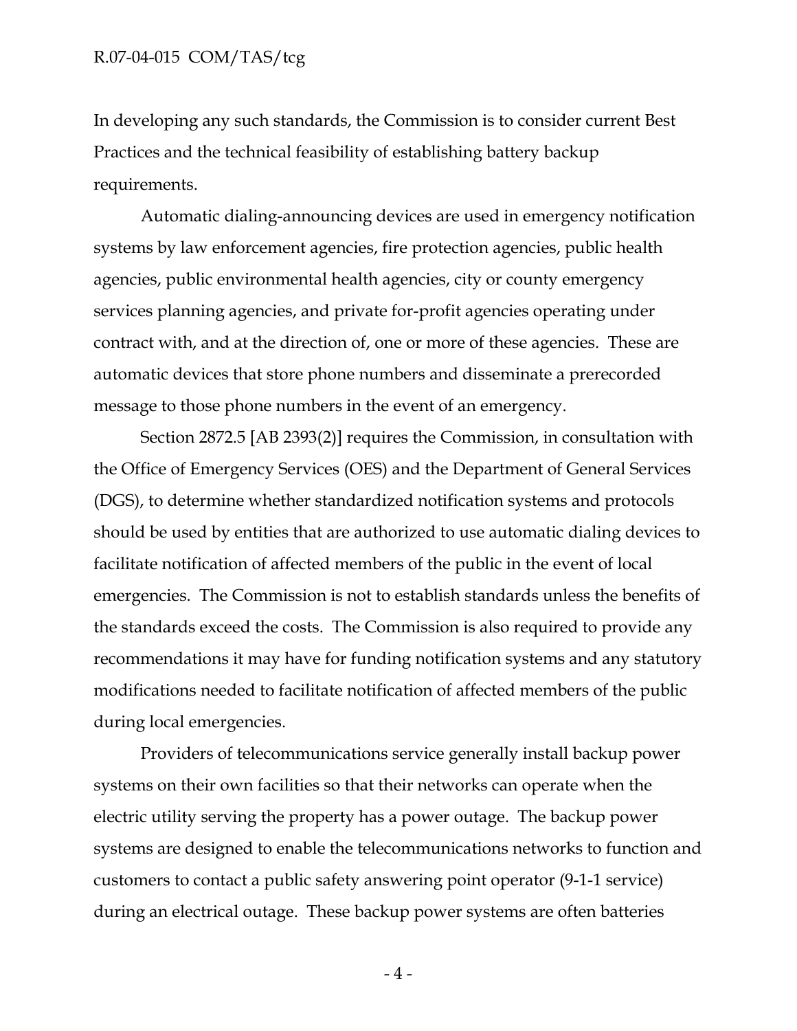In developing any such standards, the Commission is to consider current Best Practices and the technical feasibility of establishing battery backup requirements.

Automatic dialing-announcing devices are used in emergency notification systems by law enforcement agencies, fire protection agencies, public health agencies, public environmental health agencies, city or county emergency services planning agencies, and private for-profit agencies operating under contract with, and at the direction of, one or more of these agencies. These are automatic devices that store phone numbers and disseminate a prerecorded message to those phone numbers in the event of an emergency.

Section 2872.5 [AB 2393(2)] requires the Commission, in consultation with the Office of Emergency Services (OES) and the Department of General Services (DGS), to determine whether standardized notification systems and protocols should be used by entities that are authorized to use automatic dialing devices to facilitate notification of affected members of the public in the event of local emergencies. The Commission is not to establish standards unless the benefits of the standards exceed the costs. The Commission is also required to provide any recommendations it may have for funding notification systems and any statutory modifications needed to facilitate notification of affected members of the public during local emergencies.

Providers of telecommunications service generally install backup power systems on their own facilities so that their networks can operate when the electric utility serving the property has a power outage. The backup power systems are designed to enable the telecommunications networks to function and customers to contact a public safety answering point operator (9-1-1 service) during an electrical outage. These backup power systems are often batteries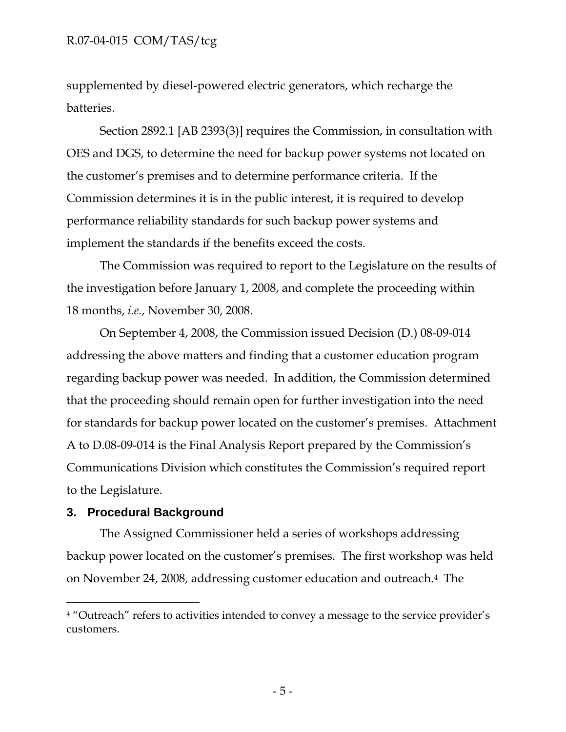supplemented by diesel-powered electric generators, which recharge the batteries.

Section 2892.1 [AB 2393(3)] requires the Commission, in consultation with OES and DGS, to determine the need for backup power systems not located on the customer's premises and to determine performance criteria. If the Commission determines it is in the public interest, it is required to develop performance reliability standards for such backup power systems and implement the standards if the benefits exceed the costs.

The Commission was required to report to the Legislature on the results of the investigation before January 1, 2008, and complete the proceeding within 18 months, *i.e.*, November 30, 2008.

On September 4, 2008, the Commission issued Decision (D.) 08-09-014 addressing the above matters and finding that a customer education program regarding backup power was needed. In addition, the Commission determined that the proceeding should remain open for further investigation into the need for standards for backup power located on the customer's premises. Attachment A to D.08-09-014 is the Final Analysis Report prepared by the Commission's Communications Division which constitutes the Commission's required report to the Legislature.

## 3. Procedural Background

The Assigned Commissioner held a series of workshops addressing backup power located on the customer's premises. The first workshop was held on November 24, 2008, addressing customer education and outreach.[4] The

---

[4] "Outreach" refers to activities intended to convey a message to the service provider's customers.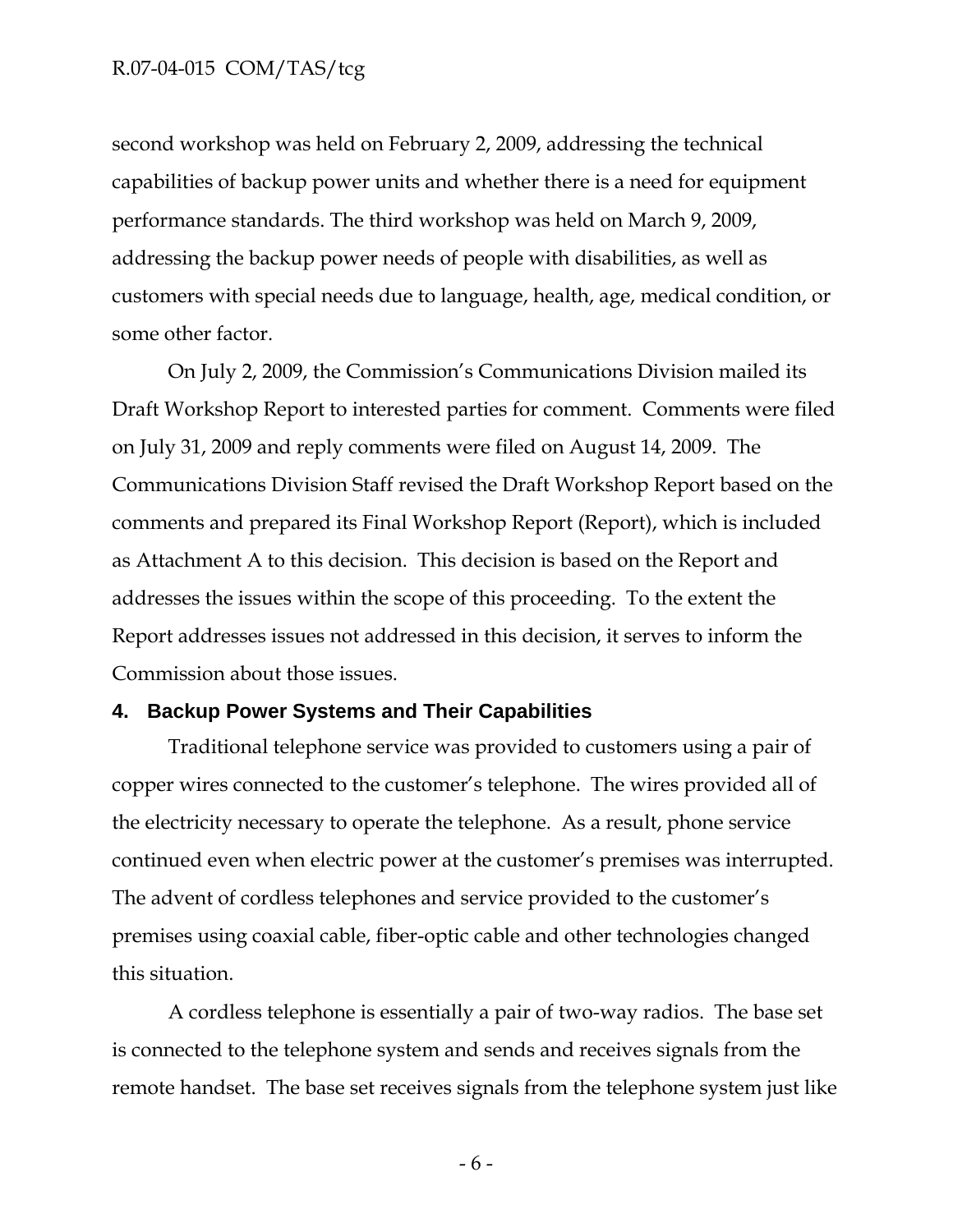second workshop was held on February 2, 2009, addressing the technical capabilities of backup power units and whether there is a need for equipment performance standards. The third workshop was held on March 9, 2009, addressing the backup power needs of people with disabilities, as well as customers with special needs due to language, health, age, medical condition, or some other factor.

On July 2, 2009, the Commission's Communications Division mailed its Draft Workshop Report to interested parties for comment. Comments were filed on July 31, 2009 and reply comments were filed on August 14, 2009. The Communications Division Staff revised the Draft Workshop Report based on the comments and prepared its Final Workshop Report (Report), which is included as Attachment A to this decision. This decision is based on the Report and addresses the issues within the scope of this proceeding. To the extent the Report addresses issues not addressed in this decision, it serves to inform the Commission about those issues.

## 4. Backup Power Systems and Their Capabilities

Traditional telephone service was provided to customers using a pair of copper wires connected to the customer's telephone. The wires provided all of the electricity necessary to operate the telephone. As a result, phone service continued even when electric power at the customer's premises was interrupted. The advent of cordless telephones and service provided to the customer's premises using coaxial cable, fiber-optic cable and other technologies changed this situation.

A cordless telephone is essentially a pair of two-way radios. The base set is connected to the telephone system and sends and receives signals from the remote handset. The base set receives signals from the telephone system just like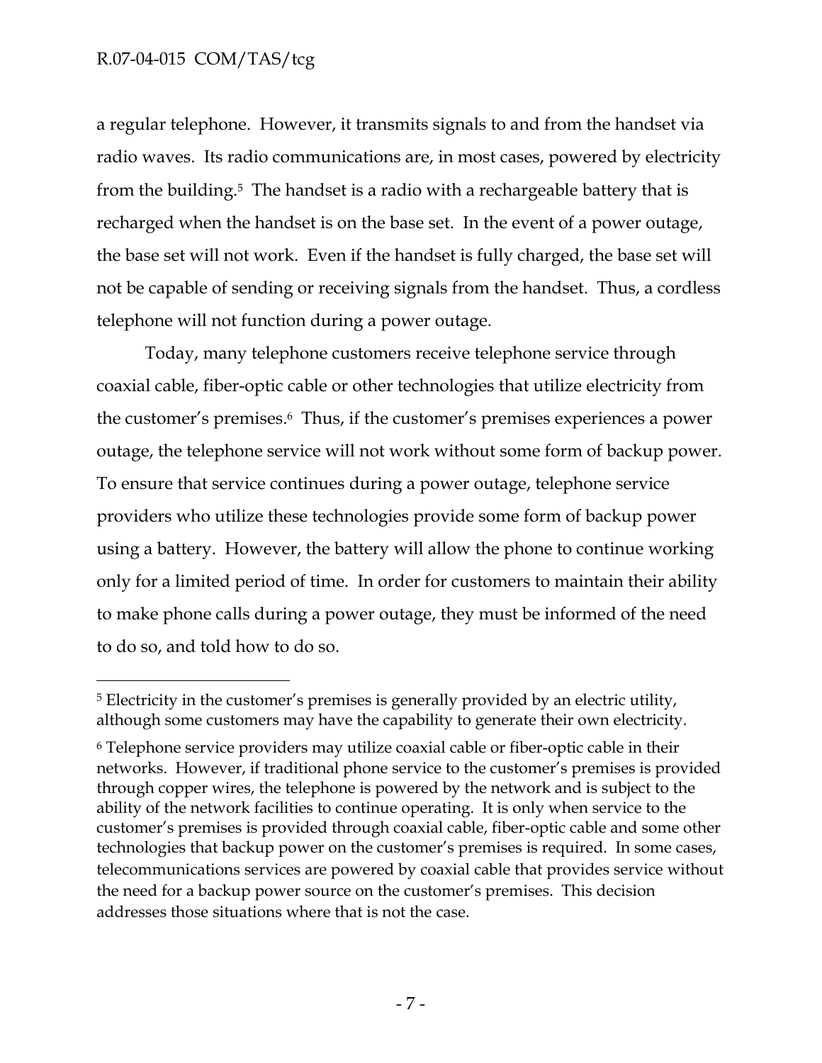a regular telephone. However, it transmits signals to and from the handset via radio waves. Its radio communications are, in most cases, powered by electricity from the building.[5] The handset is a radio with a rechargeable battery that is recharged when the handset is on the base set. In the event of a power outage, the base set will not work. Even if the handset is fully charged, the base set will not be capable of sending or receiving signals from the handset. Thus, a cordless telephone will not function during a power outage.

Today, many telephone customers receive telephone service through coaxial cable, fiber-optic cable or other technologies that utilize electricity from the customer's premises.[6] Thus, if the customer's premises experiences a power outage, the telephone service will not work without some form of backup power. To ensure that service continues during a power outage, telephone service providers who utilize these technologies provide some form of backup power using a battery. However, the battery will allow the phone to continue working only for a limited period of time. In order for customers to maintain their ability to make phone calls during a power outage, they must be informed of the need to do so, and told how to do so.

---

[5] Electricity in the customer's premises is generally provided by an electric utility, although some customers may have the capability to generate their own electricity.

[6] Telephone service providers may utilize coaxial cable or fiber-optic cable in their networks. However, if traditional phone service to the customer's premises is provided through copper wires, the telephone is powered by the network and is subject to the ability of the network facilities to continue operating. It is only when service to the customer's premises is provided through coaxial cable, fiber-optic cable and some other technologies that backup power on the customer's premises is required. In some cases, telecommunications services are powered by coaxial cable that provides service without the need for a backup power source on the customer's premises. This decision addresses those situations where that is not the case.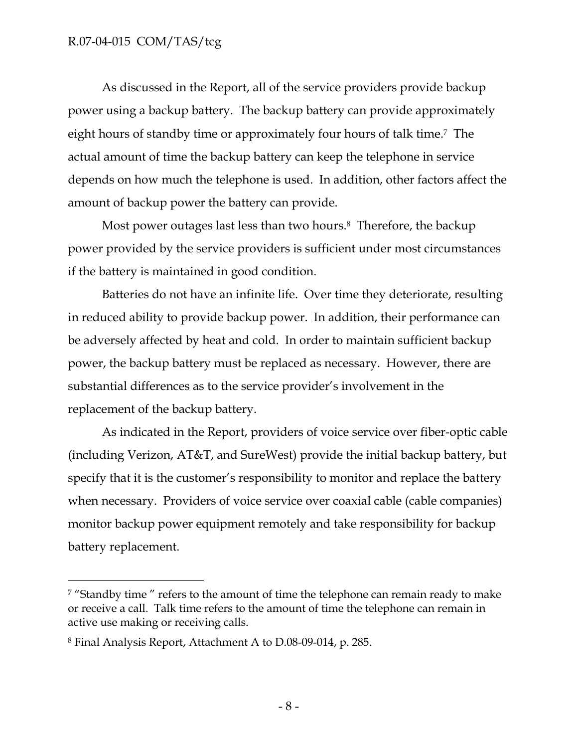As discussed in the Report, all of the service providers provide backup power using a backup battery. The backup battery can provide approximately eight hours of standby time or approximately four hours of talk time.[7] The actual amount of time the backup battery can keep the telephone in service depends on how much the telephone is used. In addition, other factors affect the amount of backup power the battery can provide.

Most power outages last less than two hours.[8] Therefore, the backup power provided by the service providers is sufficient under most circumstances if the battery is maintained in good condition.

Batteries do not have an infinite life. Over time they deteriorate, resulting in reduced ability to provide backup power. In addition, their performance can be adversely affected by heat and cold. In order to maintain sufficient backup power, the backup battery must be replaced as necessary. However, there are substantial differences as to the service provider's involvement in the replacement of the backup battery.

As indicated in the Report, providers of voice service over fiber-optic cable (including Verizon, AT&T, and SureWest) provide the initial backup battery, but specify that it is the customer's responsibility to monitor and replace the battery when necessary. Providers of voice service over coaxial cable (cable companies) monitor backup power equipment remotely and take responsibility for backup battery replacement.

---

[7] "Standby time " refers to the amount of time the telephone can remain ready to make or receive a call. Talk time refers to the amount of time the telephone can remain in active use making or receiving calls.

[8] Final Analysis Report, Attachment A to D.08-09-014, p. 285.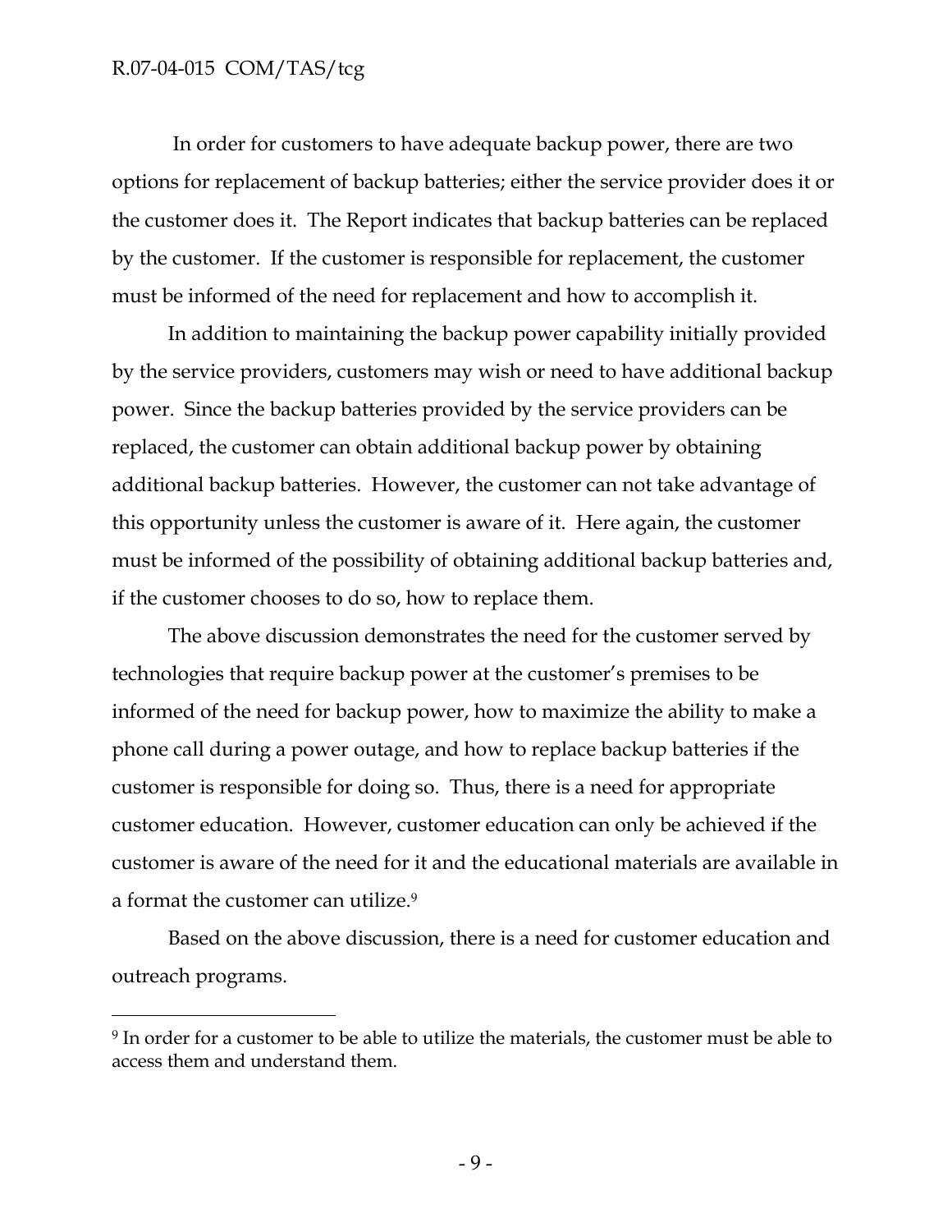In order for customers to have adequate backup power, there are two options for replacement of backup batteries; either the service provider does it or the customer does it. The Report indicates that backup batteries can be replaced by the customer. If the customer is responsible for replacement, the customer must be informed of the need for replacement and how to accomplish it.

In addition to maintaining the backup power capability initially provided by the service providers, customers may wish or need to have additional backup power. Since the backup batteries provided by the service providers can be replaced, the customer can obtain additional backup power by obtaining additional backup batteries. However, the customer can not take advantage of this opportunity unless the customer is aware of it. Here again, the customer must be informed of the possibility of obtaining additional backup batteries and, if the customer chooses to do so, how to replace them.

The above discussion demonstrates the need for the customer served by technologies that require backup power at the customer's premises to be informed of the need for backup power, how to maximize the ability to make a phone call during a power outage, and how to replace backup batteries if the customer is responsible for doing so. Thus, there is a need for appropriate customer education. However, customer education can only be achieved if the customer is aware of the need for it and the educational materials are available in a format the customer can utilize.[9]

Based on the above discussion, there is a need for customer education and outreach programs.

---

[9] In order for a customer to be able to utilize the materials, the customer must be able to access them and understand them.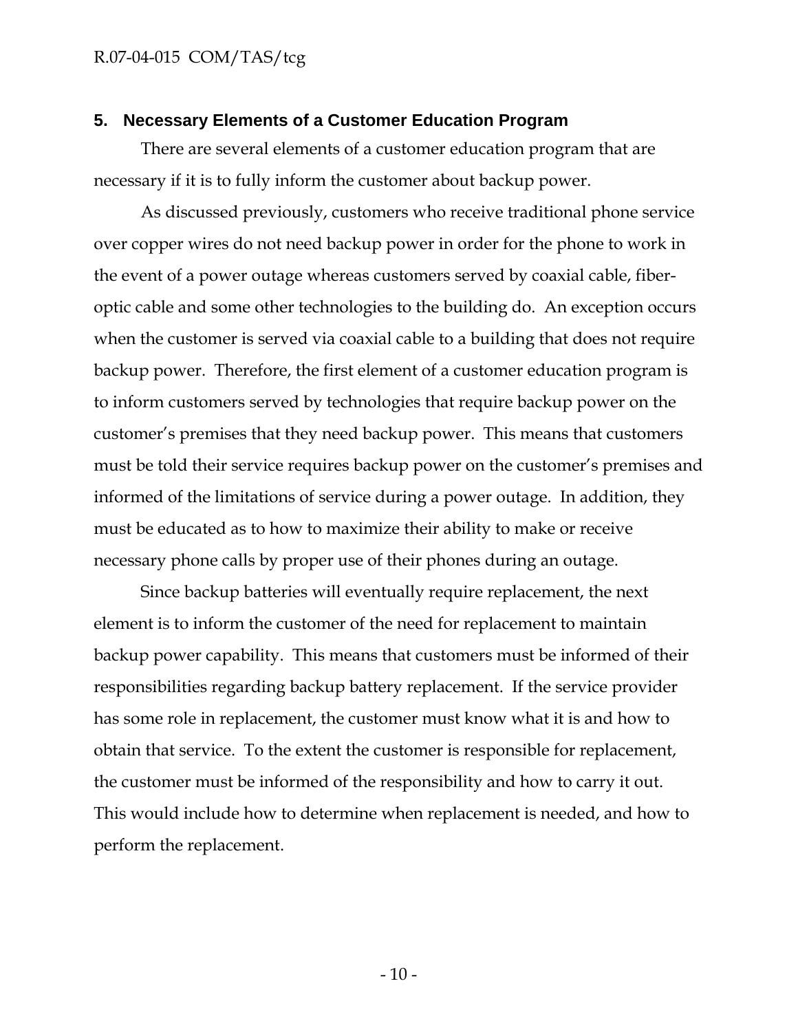## 5. Necessary Elements of a Customer Education Program

There are several elements of a customer education program that are necessary if it is to fully inform the customer about backup power.

As discussed previously, customers who receive traditional phone service over copper wires do not need backup power in order for the phone to work in the event of a power outage whereas customers served by coaxial cable, fiber-optic cable and some other technologies to the building do. An exception occurs when the customer is served via coaxial cable to a building that does not require backup power. Therefore, the first element of a customer education program is to inform customers served by technologies that require backup power on the customer's premises that they need backup power. This means that customers must be told their service requires backup power on the customer's premises and informed of the limitations of service during a power outage. In addition, they must be educated as to how to maximize their ability to make or receive necessary phone calls by proper use of their phones during an outage.

Since backup batteries will eventually require replacement, the next element is to inform the customer of the need for replacement to maintain backup power capability. This means that customers must be informed of their responsibilities regarding backup battery replacement. If the service provider has some role in replacement, the customer must know what it is and how to obtain that service. To the extent the customer is responsible for replacement, the customer must be informed of the responsibility and how to carry it out. This would include how to determine when replacement is needed, and how to perform the replacement.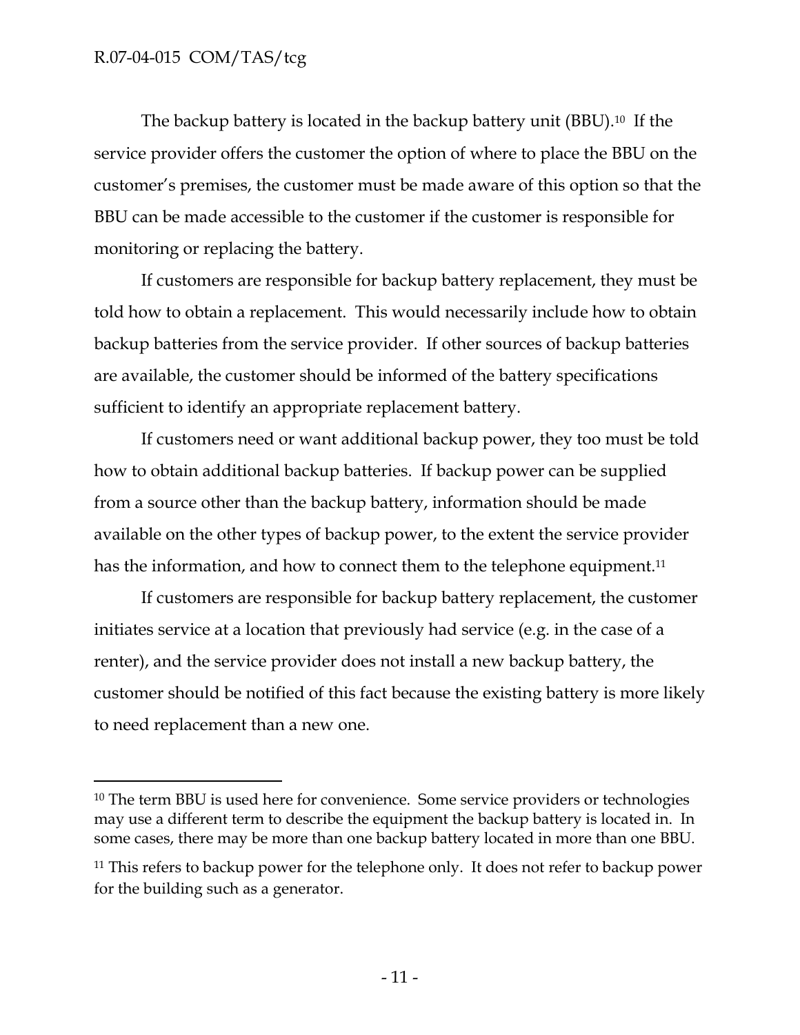The backup battery is located in the backup battery unit (BBU).[10] If the service provider offers the customer the option of where to place the BBU on the customer's premises, the customer must be made aware of this option so that the BBU can be made accessible to the customer if the customer is responsible for monitoring or replacing the battery.

If customers are responsible for backup battery replacement, they must be told how to obtain a replacement. This would necessarily include how to obtain backup batteries from the service provider. If other sources of backup batteries are available, the customer should be informed of the battery specifications sufficient to identify an appropriate replacement battery.

If customers need or want additional backup power, they too must be told how to obtain additional backup batteries. If backup power can be supplied from a source other than the backup battery, information should be made available on the other types of backup power, to the extent the service provider has the information, and how to connect them to the telephone equipment.[11]

If customers are responsible for backup battery replacement, the customer initiates service at a location that previously had service (e.g. in the case of a renter), and the service provider does not install a new backup battery, the customer should be notified of this fact because the existing battery is more likely to need replacement than a new one.

---

[10] The term BBU is used here for convenience. Some service providers or technologies may use a different term to describe the equipment the backup battery is located in. In some cases, there may be more than one backup battery located in more than one BBU.

[11] This refers to backup power for the telephone only. It does not refer to backup power for the building such as a generator.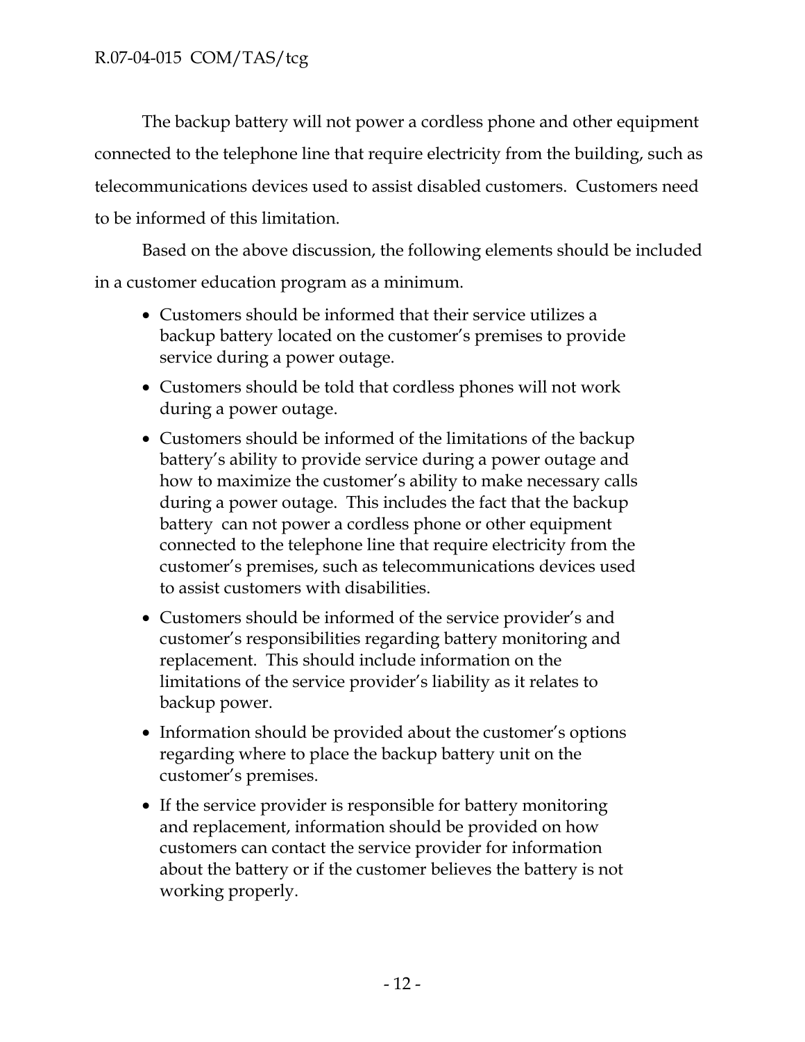The backup battery will not power a cordless phone and other equipment connected to the telephone line that require electricity from the building, such as telecommunications devices used to assist disabled customers. Customers need to be informed of this limitation.

Based on the above discussion, the following elements should be included in a customer education program as a minimum.

- Customers should be informed that their service utilizes a backup battery located on the customer's premises to provide service during a power outage.
- Customers should be told that cordless phones will not work during a power outage.
- Customers should be informed of the limitations of the backup battery's ability to provide service during a power outage and how to maximize the customer's ability to make necessary calls during a power outage. This includes the fact that the backup battery can not power a cordless phone or other equipment connected to the telephone line that require electricity from the customer's premises, such as telecommunications devices used to assist customers with disabilities.
- Customers should be informed of the service provider's and customer's responsibilities regarding battery monitoring and replacement. This should include information on the limitations of the service provider's liability as it relates to backup power.
- Information should be provided about the customer's options regarding where to place the backup battery unit on the customer's premises.
- If the service provider is responsible for battery monitoring and replacement, information should be provided on how customers can contact the service provider for information about the battery or if the customer believes the battery is not working properly.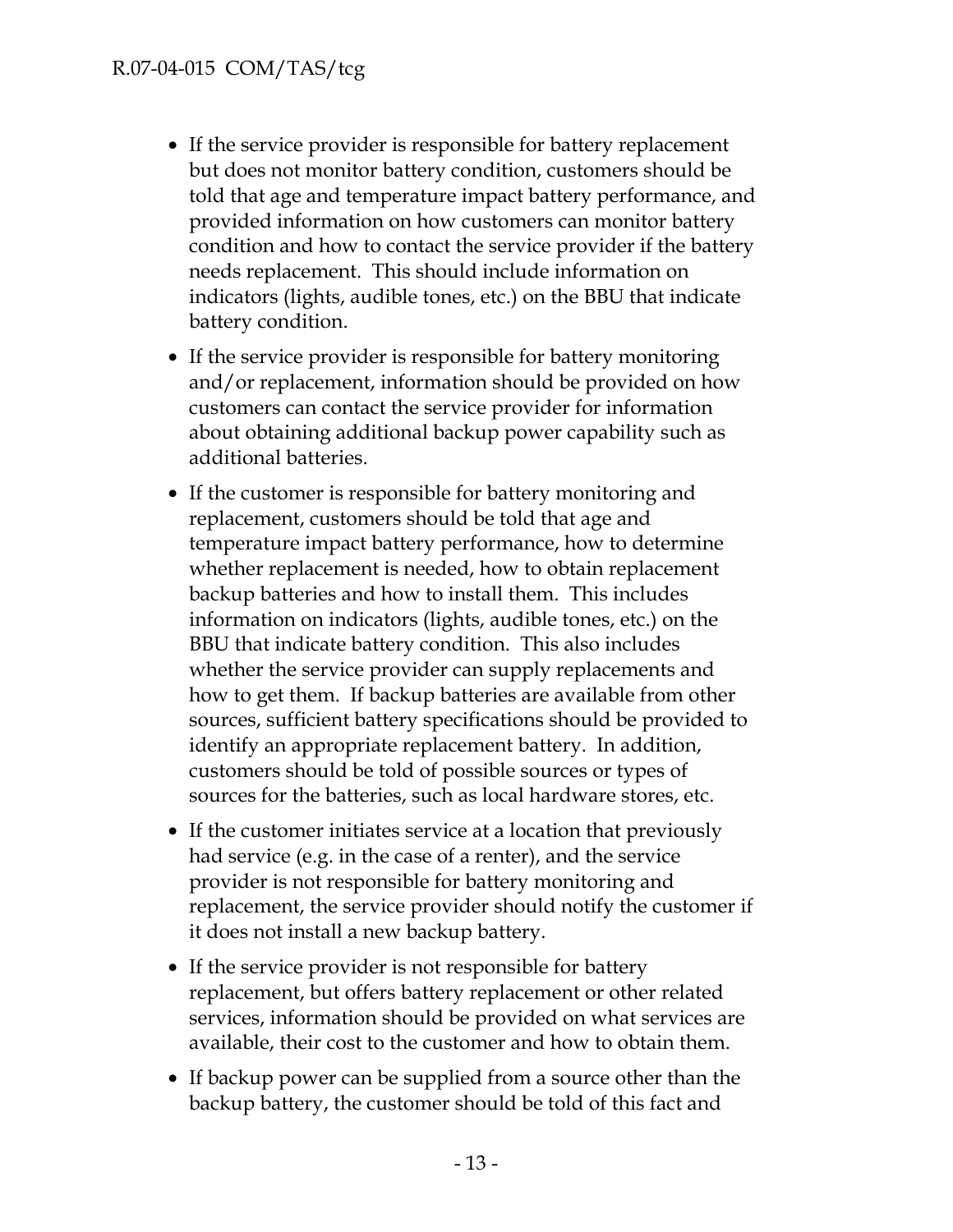- If the service provider is responsible for battery replacement but does not monitor battery condition, customers should be told that age and temperature impact battery performance, and provided information on how customers can monitor battery condition and how to contact the service provider if the battery needs replacement. This should include information on indicators (lights, audible tones, etc.) on the BBU that indicate battery condition.
- If the service provider is responsible for battery monitoring and/or replacement, information should be provided on how customers can contact the service provider for information about obtaining additional backup power capability such as additional batteries.
- If the customer is responsible for battery monitoring and replacement, customers should be told that age and temperature impact battery performance, how to determine whether replacement is needed, how to obtain replacement backup batteries and how to install them. This includes information on indicators (lights, audible tones, etc.) on the BBU that indicate battery condition. This also includes whether the service provider can supply replacements and how to get them. If backup batteries are available from other sources, sufficient battery specifications should be provided to identify an appropriate replacement battery. In addition, customers should be told of possible sources or types of sources for the batteries, such as local hardware stores, etc.
- If the customer initiates service at a location that previously had service (e.g. in the case of a renter), and the service provider is not responsible for battery monitoring and replacement, the service provider should notify the customer if it does not install a new backup battery.
- If the service provider is not responsible for battery replacement, but offers battery replacement or other related services, information should be provided on what services are available, their cost to the customer and how to obtain them.
- If backup power can be supplied from a source other than the backup battery, the customer should be told of this fact and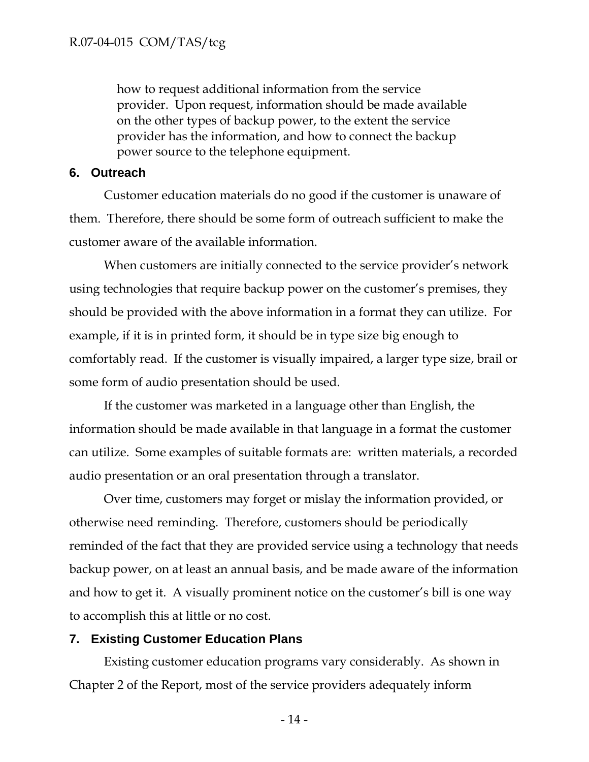how to request additional information from the service provider. Upon request, information should be made available on the other types of backup power, to the extent the service provider has the information, and how to connect the backup power source to the telephone equipment.

## 6. Outreach

Customer education materials do no good if the customer is unaware of them. Therefore, there should be some form of outreach sufficient to make the customer aware of the available information.

When customers are initially connected to the service provider's network using technologies that require backup power on the customer's premises, they should be provided with the above information in a format they can utilize. For example, if it is in printed form, it should be in type size big enough to comfortably read. If the customer is visually impaired, a larger type size, brail or some form of audio presentation should be used.

If the customer was marketed in a language other than English, the information should be made available in that language in a format the customer can utilize. Some examples of suitable formats are: written materials, a recorded audio presentation or an oral presentation through a translator.

Over time, customers may forget or mislay the information provided, or otherwise need reminding. Therefore, customers should be periodically reminded of the fact that they are provided service using a technology that needs backup power, on at least an annual basis, and be made aware of the information and how to get it. A visually prominent notice on the customer's bill is one way to accomplish this at little or no cost.

## 7. Existing Customer Education Plans

Existing customer education programs vary considerably. As shown in Chapter 2 of the Report, most of the service providers adequately inform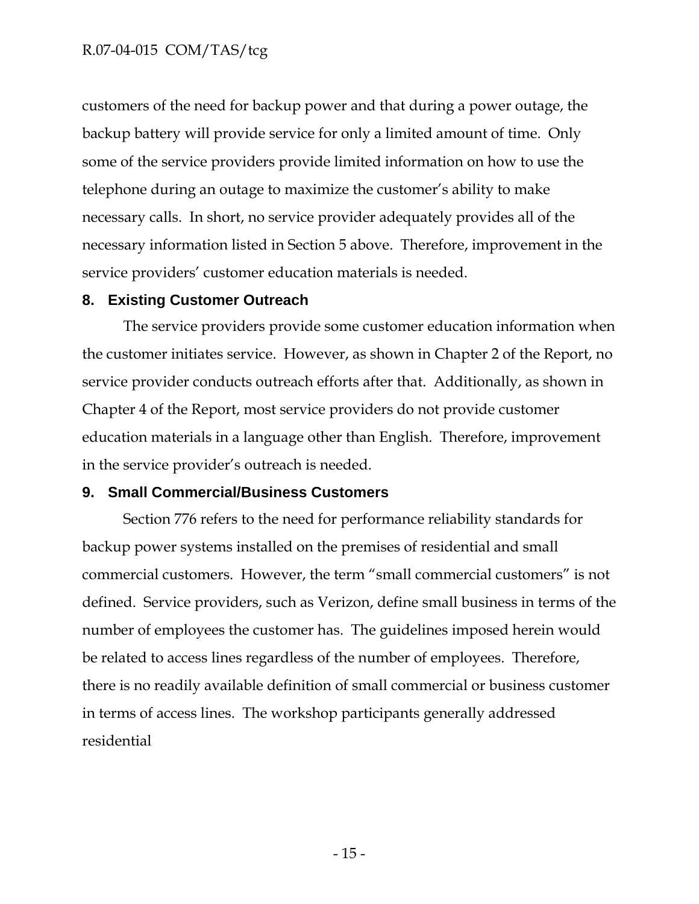customers of the need for backup power and that during a power outage, the backup battery will provide service for only a limited amount of time. Only some of the service providers provide limited information on how to use the telephone during an outage to maximize the customer's ability to make necessary calls. In short, no service provider adequately provides all of the necessary information listed in Section 5 above. Therefore, improvement in the service providers' customer education materials is needed.

## 8. Existing Customer Outreach

The service providers provide some customer education information when the customer initiates service. However, as shown in Chapter 2 of the Report, no service provider conducts outreach efforts after that. Additionally, as shown in Chapter 4 of the Report, most service providers do not provide customer education materials in a language other than English. Therefore, improvement in the service provider's outreach is needed.

## 9. Small Commercial/Business Customers

Section 776 refers to the need for performance reliability standards for backup power systems installed on the premises of residential and small commercial customers. However, the term "small commercial customers" is not defined. Service providers, such as Verizon, define small business in terms of the number of employees the customer has. The guidelines imposed herein would be related to access lines regardless of the number of employees. Therefore, there is no readily available definition of small commercial or business customer in terms of access lines. The workshop participants generally addressed residential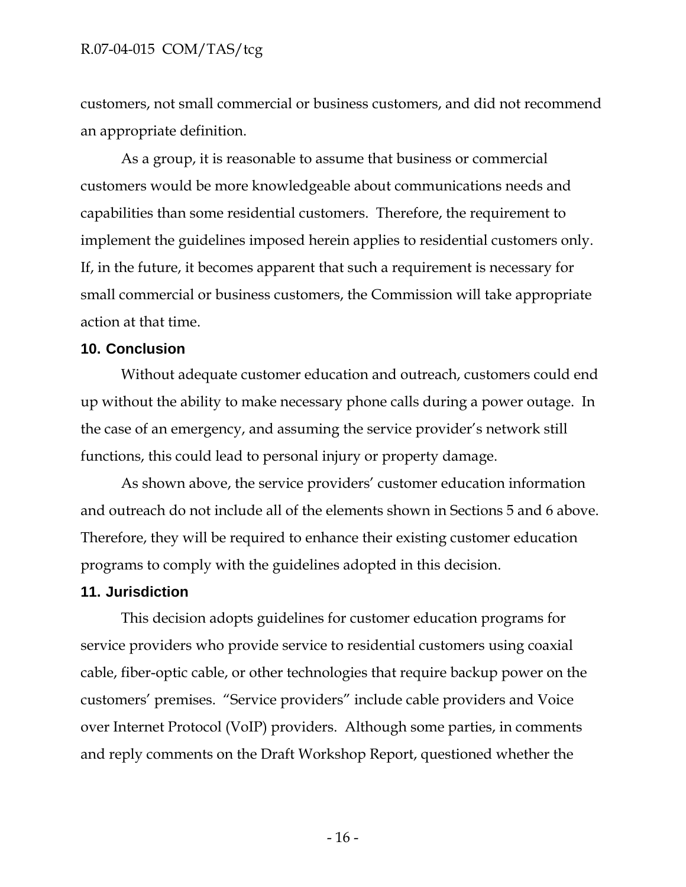customers, not small commercial or business customers, and did not recommend an appropriate definition.

As a group, it is reasonable to assume that business or commercial customers would be more knowledgeable about communications needs and capabilities than some residential customers. Therefore, the requirement to implement the guidelines imposed herein applies to residential customers only. If, in the future, it becomes apparent that such a requirement is necessary for small commercial or business customers, the Commission will take appropriate action at that time.

## 10. Conclusion

Without adequate customer education and outreach, customers could end up without the ability to make necessary phone calls during a power outage. In the case of an emergency, and assuming the service provider's network still functions, this could lead to personal injury or property damage.

As shown above, the service providers' customer education information and outreach do not include all of the elements shown in Sections 5 and 6 above. Therefore, they will be required to enhance their existing customer education programs to comply with the guidelines adopted in this decision.

## 11. Jurisdiction

This decision adopts guidelines for customer education programs for service providers who provide service to residential customers using coaxial cable, fiber-optic cable, or other technologies that require backup power on the customers' premises. "Service providers" include cable providers and Voice over Internet Protocol (VoIP) providers. Although some parties, in comments and reply comments on the Draft Workshop Report, questioned whether the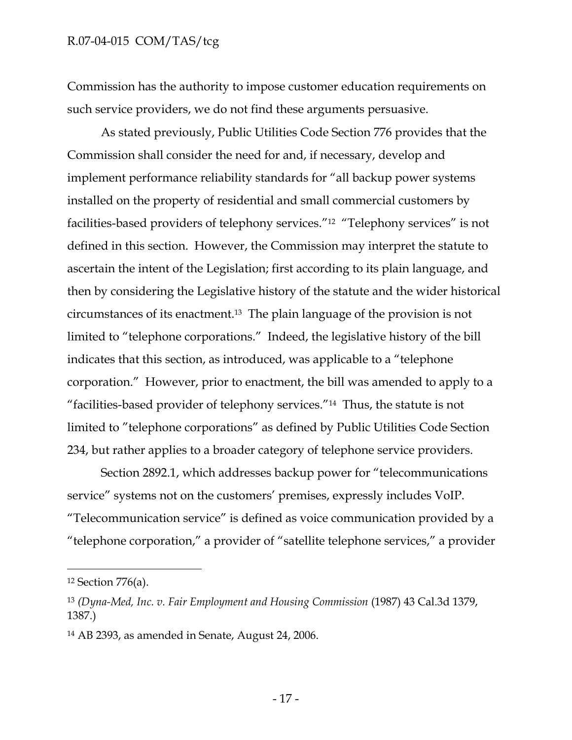Commission has the authority to impose customer education requirements on such service providers, we do not find these arguments persuasive.

As stated previously, Public Utilities Code Section 776 provides that the Commission shall consider the need for and, if necessary, develop and implement performance reliability standards for "all backup power systems installed on the property of residential and small commercial customers by facilities-based providers of telephony services."[12] "Telephony services" is not defined in this section. However, the Commission may interpret the statute to ascertain the intent of the Legislation; first according to its plain language, and then by considering the Legislative history of the statute and the wider historical circumstances of its enactment.[13] The plain language of the provision is not limited to "telephone corporations." Indeed, the legislative history of the bill indicates that this section, as introduced, was applicable to a "telephone corporation." However, prior to enactment, the bill was amended to apply to a "facilities-based provider of telephony services."[14] Thus, the statute is not limited to "telephone corporations" as defined by Public Utilities Code Section 234, but rather applies to a broader category of telephone service providers.

Section 2892.1, which addresses backup power for "telecommunications service" systems not on the customers' premises, expressly includes VoIP. "Telecommunication service" is defined as voice communication provided by a "telephone corporation," a provider of "satellite telephone services," a provider

---

[12] Section 776(a).

[13] *(Dyna-Med, Inc. v. Fair Employment and Housing Commission* (1987) 43 Cal.3d 1379, 1387.)

[14] AB 2393, as amended in Senate, August 24, 2006.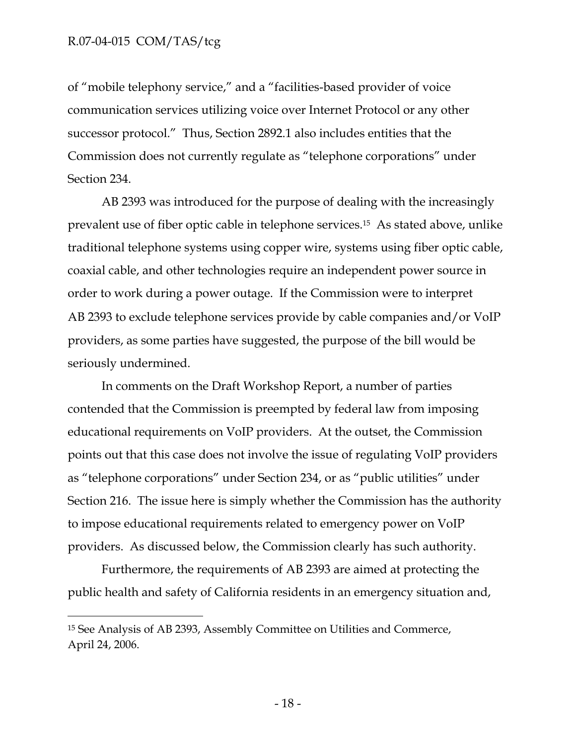of "mobile telephony service," and a "facilities-based provider of voice communication services utilizing voice over Internet Protocol or any other successor protocol." Thus, Section 2892.1 also includes entities that the Commission does not currently regulate as "telephone corporations" under Section 234.

AB 2393 was introduced for the purpose of dealing with the increasingly prevalent use of fiber optic cable in telephone services.[15] As stated above, unlike traditional telephone systems using copper wire, systems using fiber optic cable, coaxial cable, and other technologies require an independent power source in order to work during a power outage. If the Commission were to interpret AB 2393 to exclude telephone services provide by cable companies and/or VoIP providers, as some parties have suggested, the purpose of the bill would be seriously undermined.

In comments on the Draft Workshop Report, a number of parties contended that the Commission is preempted by federal law from imposing educational requirements on VoIP providers. At the outset, the Commission points out that this case does not involve the issue of regulating VoIP providers as "telephone corporations" under Section 234, or as "public utilities" under Section 216. The issue here is simply whether the Commission has the authority to impose educational requirements related to emergency power on VoIP providers. As discussed below, the Commission clearly has such authority.

Furthermore, the requirements of AB 2393 are aimed at protecting the public health and safety of California residents in an emergency situation and,

---

[15] See Analysis of AB 2393, Assembly Committee on Utilities and Commerce, April 24, 2006.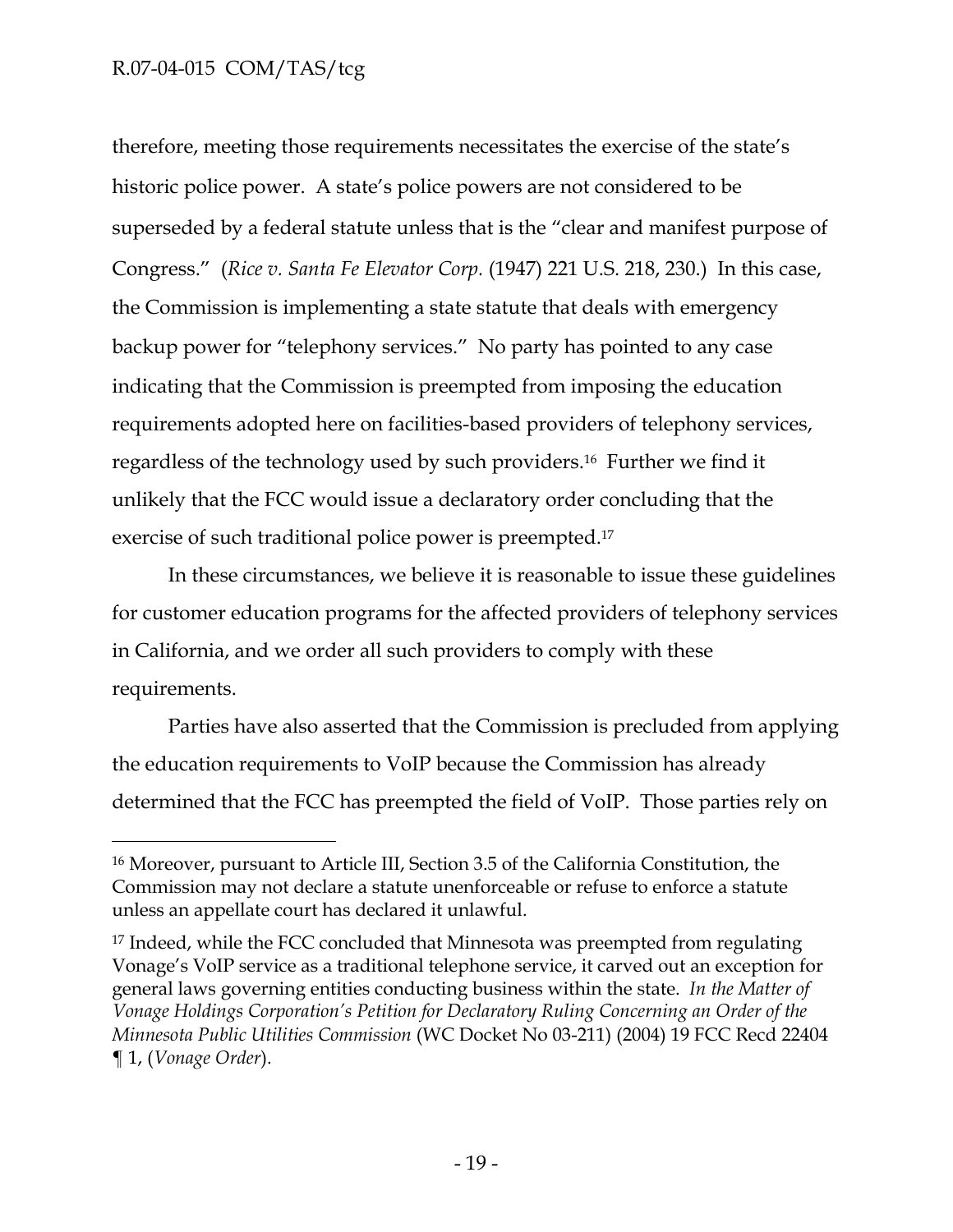therefore, meeting those requirements necessitates the exercise of the state's historic police power. A state's police powers are not considered to be superseded by a federal statute unless that is the "clear and manifest purpose of Congress." (*Rice v. Santa Fe Elevator Corp.* (1947) 221 U.S. 218, 230.) In this case, the Commission is implementing a state statute that deals with emergency backup power for "telephony services." No party has pointed to any case indicating that the Commission is preempted from imposing the education requirements adopted here on facilities-based providers of telephony services, regardless of the technology used by such providers.[16] Further we find it unlikely that the FCC would issue a declaratory order concluding that the exercise of such traditional police power is preempted.[17]

In these circumstances, we believe it is reasonable to issue these guidelines for customer education programs for the affected providers of telephony services in California, and we order all such providers to comply with these requirements.

Parties have also asserted that the Commission is precluded from applying the education requirements to VoIP because the Commission has already determined that the FCC has preempted the field of VoIP. Those parties rely on

---

[16] Moreover, pursuant to Article III, Section 3.5 of the California Constitution, the Commission may not declare a statute unenforceable or refuse to enforce a statute unless an appellate court has declared it unlawful.

[17] Indeed, while the FCC concluded that Minnesota was preempted from regulating Vonage's VoIP service as a traditional telephone service, it carved out an exception for general laws governing entities conducting business within the state. *In the Matter of Vonage Holdings Corporation's Petition for Declaratory Ruling Concerning an Order of the Minnesota Public Utilities Commission* (WC Docket No 03-211) (2004) 19 FCC Recd 22404 ¶ 1, (*Vonage Order*).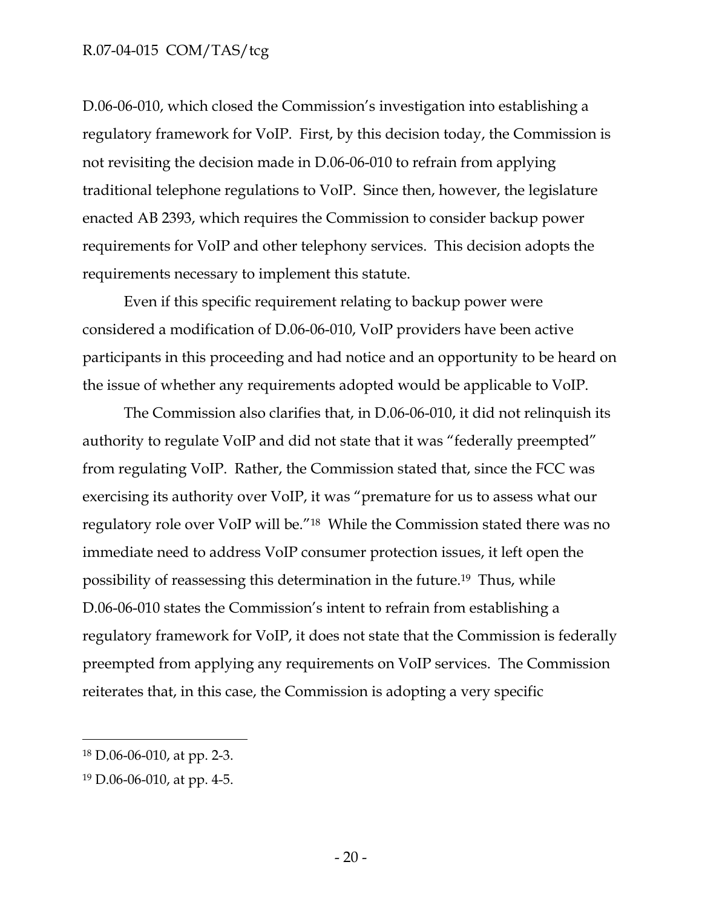D.06-06-010, which closed the Commission's investigation into establishing a regulatory framework for VoIP. First, by this decision today, the Commission is not revisiting the decision made in D.06-06-010 to refrain from applying traditional telephone regulations to VoIP. Since then, however, the legislature enacted AB 2393, which requires the Commission to consider backup power requirements for VoIP and other telephony services. This decision adopts the requirements necessary to implement this statute.

Even if this specific requirement relating to backup power were considered a modification of D.06-06-010, VoIP providers have been active participants in this proceeding and had notice and an opportunity to be heard on the issue of whether any requirements adopted would be applicable to VoIP.

The Commission also clarifies that, in D.06-06-010, it did not relinquish its authority to regulate VoIP and did not state that it was "federally preempted" from regulating VoIP. Rather, the Commission stated that, since the FCC was exercising its authority over VoIP, it was "premature for us to assess what our regulatory role over VoIP will be."[18] While the Commission stated there was no immediate need to address VoIP consumer protection issues, it left open the possibility of reassessing this determination in the future.[19] Thus, while D.06-06-010 states the Commission's intent to refrain from establishing a regulatory framework for VoIP, it does not state that the Commission is federally preempted from applying any requirements on VoIP services. The Commission reiterates that, in this case, the Commission is adopting a very specific

---

[18] D.06-06-010, at pp. 2-3.

[19] D.06-06-010, at pp. 4-5.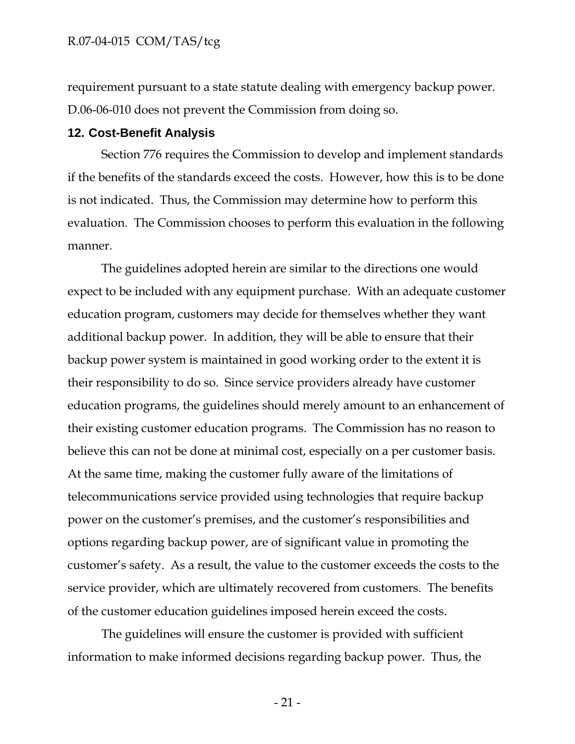requirement pursuant to a state statute dealing with emergency backup power. D.06-06-010 does not prevent the Commission from doing so.

## 12. Cost-Benefit Analysis

Section 776 requires the Commission to develop and implement standards if the benefits of the standards exceed the costs. However, how this is to be done is not indicated. Thus, the Commission may determine how to perform this evaluation. The Commission chooses to perform this evaluation in the following manner.

The guidelines adopted herein are similar to the directions one would expect to be included with any equipment purchase. With an adequate customer education program, customers may decide for themselves whether they want additional backup power. In addition, they will be able to ensure that their backup power system is maintained in good working order to the extent it is their responsibility to do so. Since service providers already have customer education programs, the guidelines should merely amount to an enhancement of their existing customer education programs. The Commission has no reason to believe this can not be done at minimal cost, especially on a per customer basis. At the same time, making the customer fully aware of the limitations of telecommunications service provided using technologies that require backup power on the customer's premises, and the customer's responsibilities and options regarding backup power, are of significant value in promoting the customer's safety. As a result, the value to the customer exceeds the costs to the service provider, which are ultimately recovered from customers. The benefits of the customer education guidelines imposed herein exceed the costs.

The guidelines will ensure the customer is provided with sufficient information to make informed decisions regarding backup power. Thus, the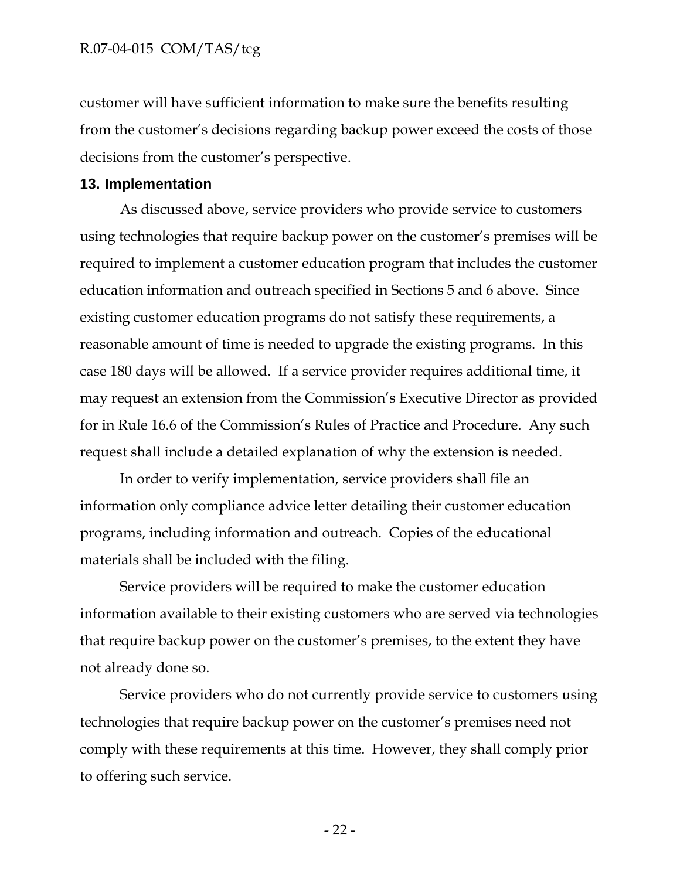customer will have sufficient information to make sure the benefits resulting from the customer's decisions regarding backup power exceed the costs of those decisions from the customer's perspective.

## 13. Implementation

As discussed above, service providers who provide service to customers using technologies that require backup power on the customer's premises will be required to implement a customer education program that includes the customer education information and outreach specified in Sections 5 and 6 above. Since existing customer education programs do not satisfy these requirements, a reasonable amount of time is needed to upgrade the existing programs. In this case 180 days will be allowed. If a service provider requires additional time, it may request an extension from the Commission's Executive Director as provided for in Rule 16.6 of the Commission's Rules of Practice and Procedure. Any such request shall include a detailed explanation of why the extension is needed.

In order to verify implementation, service providers shall file an information only compliance advice letter detailing their customer education programs, including information and outreach. Copies of the educational materials shall be included with the filing.

Service providers will be required to make the customer education information available to their existing customers who are served via technologies that require backup power on the customer's premises, to the extent they have not already done so.

Service providers who do not currently provide service to customers using technologies that require backup power on the customer's premises need not comply with these requirements at this time. However, they shall comply prior to offering such service.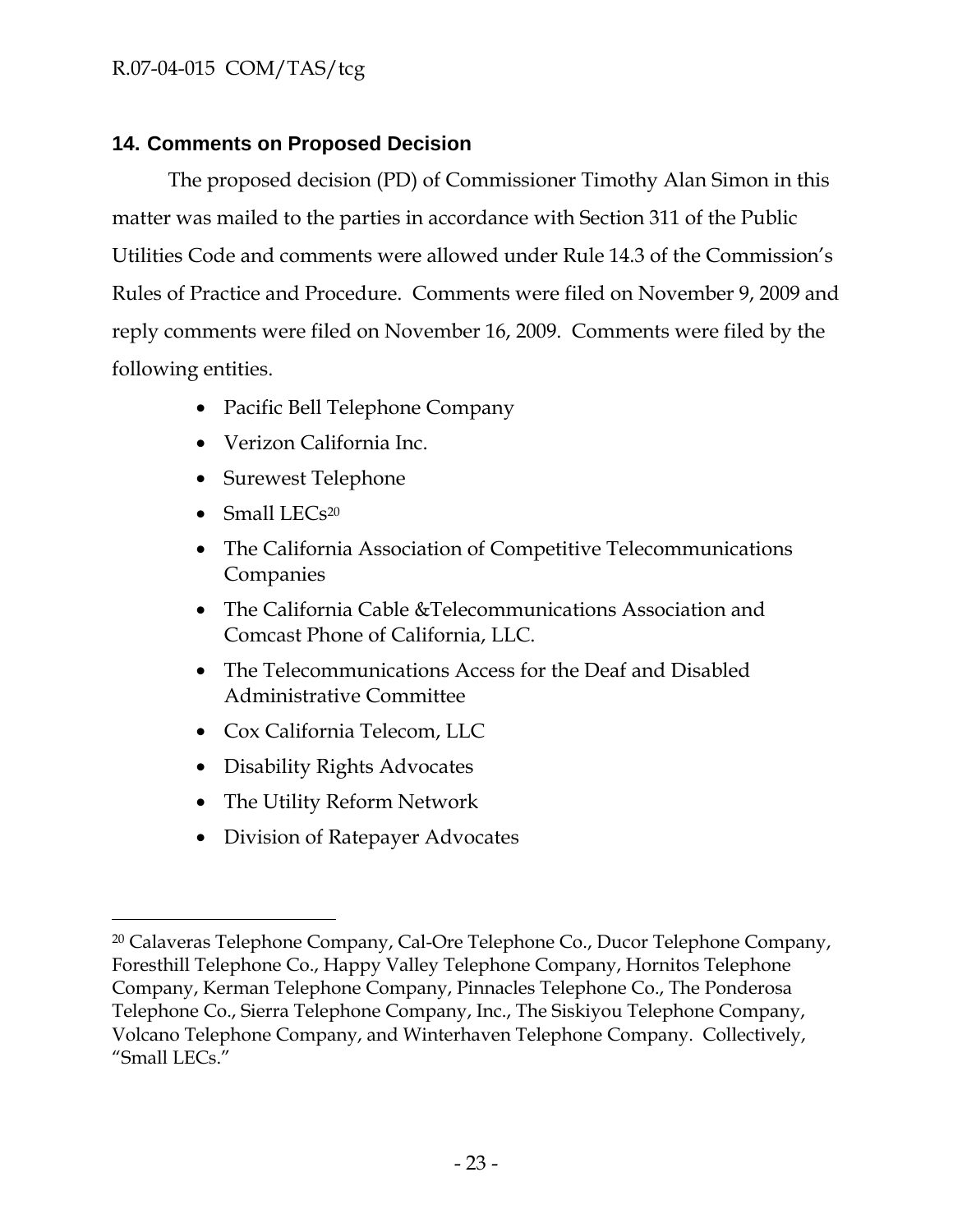## 14. Comments on Proposed Decision

The proposed decision (PD) of Commissioner Timothy Alan Simon in this matter was mailed to the parties in accordance with Section 311 of the Public Utilities Code and comments were allowed under Rule 14.3 of the Commission's Rules of Practice and Procedure. Comments were filed on November 9, 2009 and reply comments were filed on November 16, 2009. Comments were filed by the following entities.

- Pacific Bell Telephone Company
- Verizon California Inc.
- Surewest Telephone
- Small LECs[20]
- The California Association of Competitive Telecommunications Companies
- The California Cable &Telecommunications Association and Comcast Phone of California, LLC.
- The Telecommunications Access for the Deaf and Disabled Administrative Committee
- Cox California Telecom, LLC
- Disability Rights Advocates
- The Utility Reform Network
- Division of Ratepayer Advocates

---

[20] Calaveras Telephone Company, Cal-Ore Telephone Co., Ducor Telephone Company, Foresthill Telephone Co., Happy Valley Telephone Company, Hornitos Telephone Company, Kerman Telephone Company, Pinnacles Telephone Co., The Ponderosa Telephone Co., Sierra Telephone Company, Inc., The Siskiyou Telephone Company, Volcano Telephone Company, and Winterhaven Telephone Company. Collectively, "Small LECs."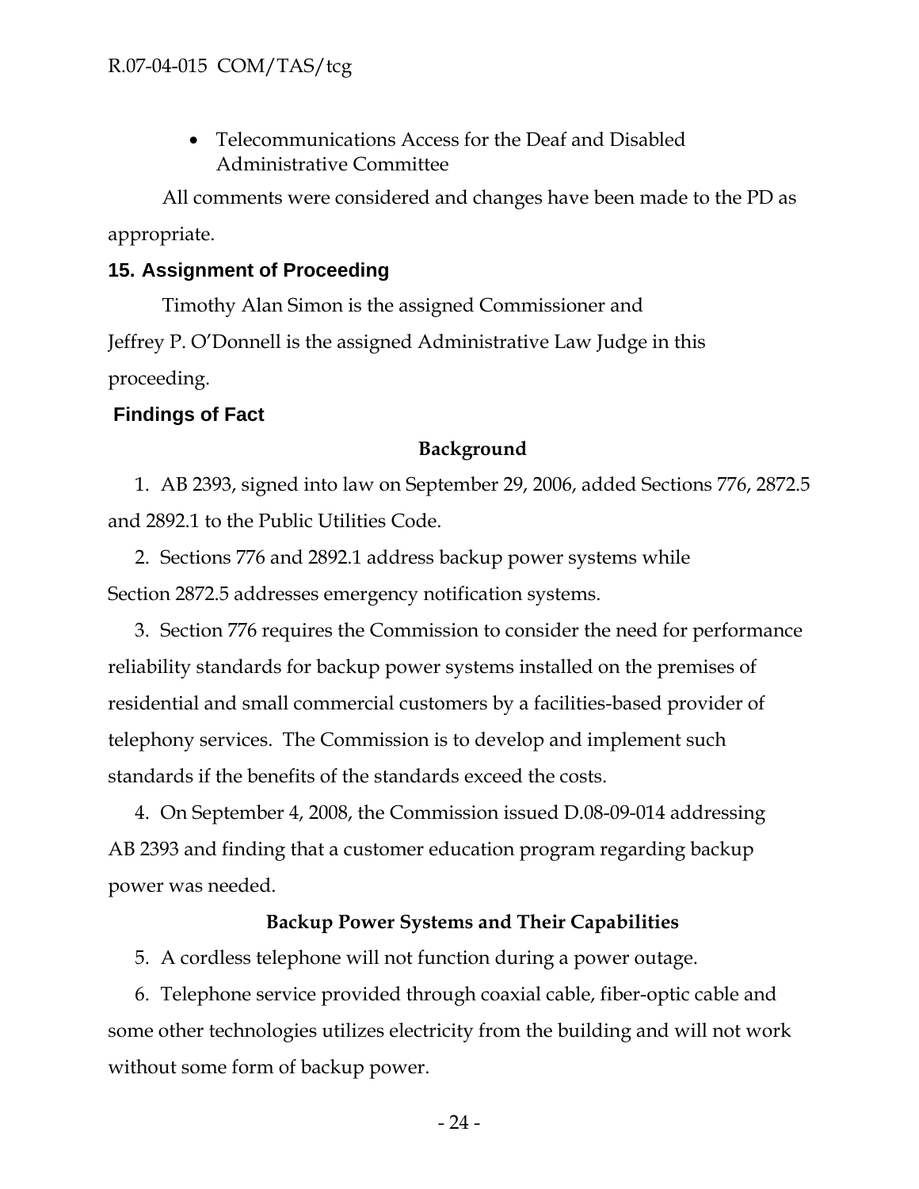- Telecommunications Access for the Deaf and Disabled Administrative Committee

All comments were considered and changes have been made to the PD as appropriate.

## 15. Assignment of Proceeding

Timothy Alan Simon is the assigned Commissioner and Jeffrey P. O'Donnell is the assigned Administrative Law Judge in this proceeding.

## Findings of Fact

### Background

1. AB 2393, signed into law on September 29, 2006, added Sections 776, 2872.5 and 2892.1 to the Public Utilities Code.

2. Sections 776 and 2892.1 address backup power systems while Section 2872.5 addresses emergency notification systems.

3. Section 776 requires the Commission to consider the need for performance reliability standards for backup power systems installed on the premises of residential and small commercial customers by a facilities-based provider of telephony services. The Commission is to develop and implement such standards if the benefits of the standards exceed the costs.

4. On September 4, 2008, the Commission issued D.08-09-014 addressing AB 2393 and finding that a customer education program regarding backup power was needed.

### Backup Power Systems and Their Capabilities

5. A cordless telephone will not function during a power outage.

6. Telephone service provided through coaxial cable, fiber-optic cable and some other technologies utilizes electricity from the building and will not work without some form of backup power.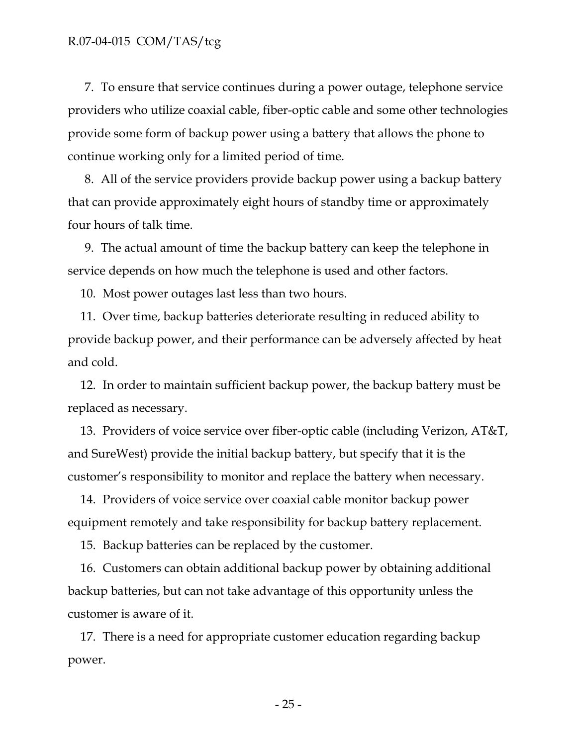7. To ensure that service continues during a power outage, telephone service providers who utilize coaxial cable, fiber-optic cable and some other technologies provide some form of backup power using a battery that allows the phone to continue working only for a limited period of time.

8. All of the service providers provide backup power using a backup battery that can provide approximately eight hours of standby time or approximately four hours of talk time.

9. The actual amount of time the backup battery can keep the telephone in service depends on how much the telephone is used and other factors.

10. Most power outages last less than two hours.

11. Over time, backup batteries deteriorate resulting in reduced ability to provide backup power, and their performance can be adversely affected by heat and cold.

12. In order to maintain sufficient backup power, the backup battery must be replaced as necessary.

13. Providers of voice service over fiber-optic cable (including Verizon, AT&T, and SureWest) provide the initial backup battery, but specify that it is the customer's responsibility to monitor and replace the battery when necessary.

14. Providers of voice service over coaxial cable monitor backup power equipment remotely and take responsibility for backup battery replacement.

15. Backup batteries can be replaced by the customer.

16. Customers can obtain additional backup power by obtaining additional backup batteries, but can not take advantage of this opportunity unless the customer is aware of it.

17. There is a need for appropriate customer education regarding backup power.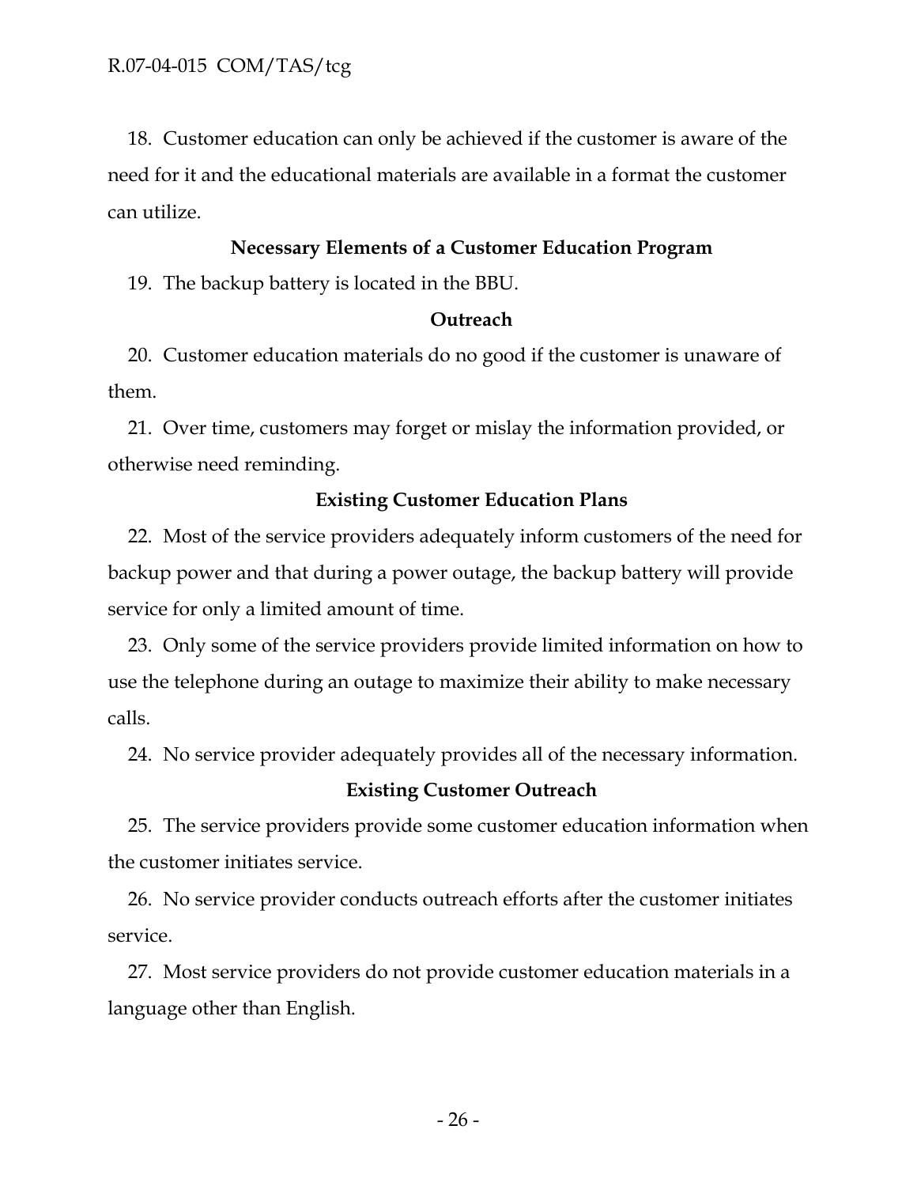18. Customer education can only be achieved if the customer is aware of the need for it and the educational materials are available in a format the customer can utilize.

**Necessary Elements of a Customer Education Program**

19. The backup battery is located in the BBU.

**Outreach**

20. Customer education materials do no good if the customer is unaware of them.

21. Over time, customers may forget or mislay the information provided, or otherwise need reminding.

**Existing Customer Education Plans**

22. Most of the service providers adequately inform customers of the need for backup power and that during a power outage, the backup battery will provide service for only a limited amount of time.

23. Only some of the service providers provide limited information on how to use the telephone during an outage to maximize their ability to make necessary calls.

24. No service provider adequately provides all of the necessary information.

**Existing Customer Outreach**

25. The service providers provide some customer education information when the customer initiates service.

26. No service provider conducts outreach efforts after the customer initiates service.

27. Most service providers do not provide customer education materials in a language other than English.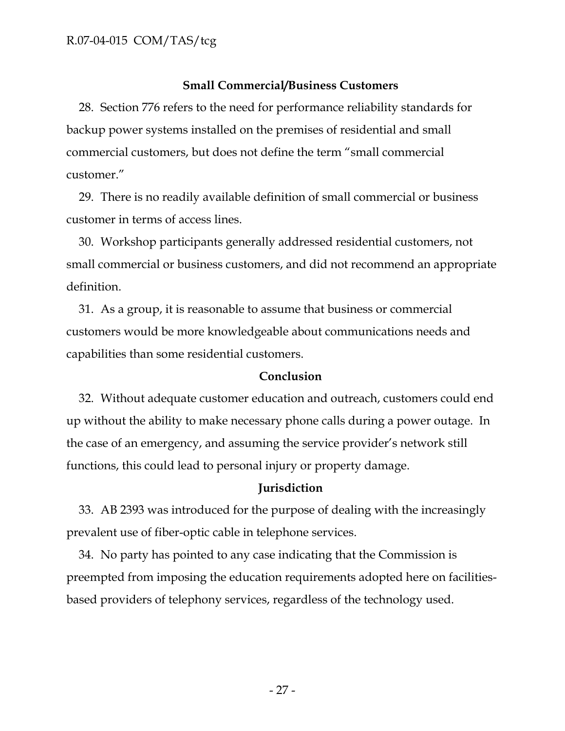### Small Commercial/Business Customers

28. Section 776 refers to the need for performance reliability standards for backup power systems installed on the premises of residential and small commercial customers, but does not define the term "small commercial customer."

29. There is no readily available definition of small commercial or business customer in terms of access lines.

30. Workshop participants generally addressed residential customers, not small commercial or business customers, and did not recommend an appropriate definition.

31. As a group, it is reasonable to assume that business or commercial customers would be more knowledgeable about communications needs and capabilities than some residential customers.

### Conclusion

32. Without adequate customer education and outreach, customers could end up without the ability to make necessary phone calls during a power outage. In the case of an emergency, and assuming the service provider's network still functions, this could lead to personal injury or property damage.

### Jurisdiction

33. AB 2393 was introduced for the purpose of dealing with the increasingly prevalent use of fiber-optic cable in telephone services.

34. No party has pointed to any case indicating that the Commission is preempted from imposing the education requirements adopted here on facilities-based providers of telephony services, regardless of the technology used.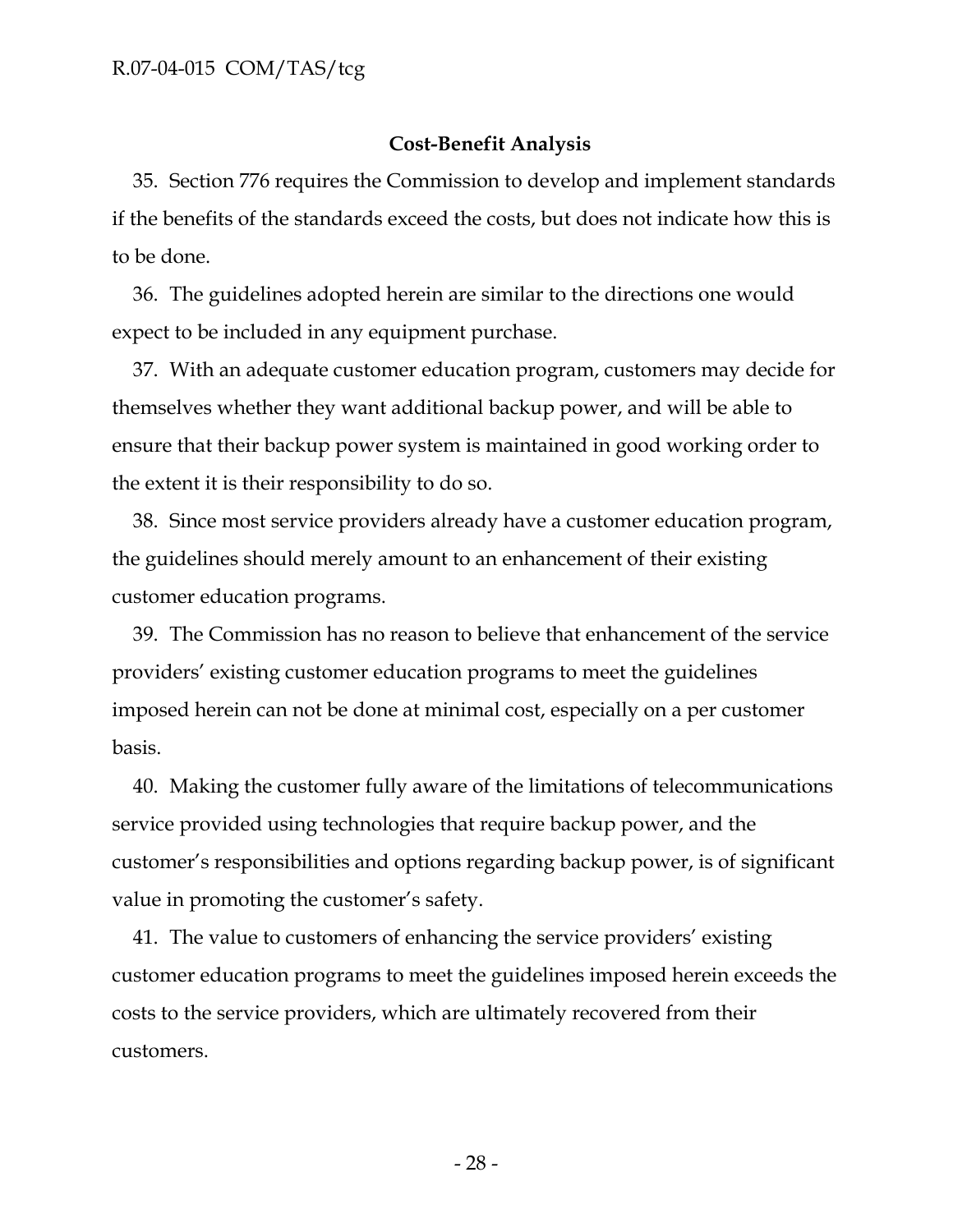## Cost-Benefit Analysis

35. Section 776 requires the Commission to develop and implement standards if the benefits of the standards exceed the costs, but does not indicate how this is to be done.

36. The guidelines adopted herein are similar to the directions one would expect to be included in any equipment purchase.

37. With an adequate customer education program, customers may decide for themselves whether they want additional backup power, and will be able to ensure that their backup power system is maintained in good working order to the extent it is their responsibility to do so.

38. Since most service providers already have a customer education program, the guidelines should merely amount to an enhancement of their existing customer education programs.

39. The Commission has no reason to believe that enhancement of the service providers' existing customer education programs to meet the guidelines imposed herein can not be done at minimal cost, especially on a per customer basis.

40. Making the customer fully aware of the limitations of telecommunications service provided using technologies that require backup power, and the customer's responsibilities and options regarding backup power, is of significant value in promoting the customer's safety.

41. The value to customers of enhancing the service providers' existing customer education programs to meet the guidelines imposed herein exceeds the costs to the service providers, which are ultimately recovered from their customers.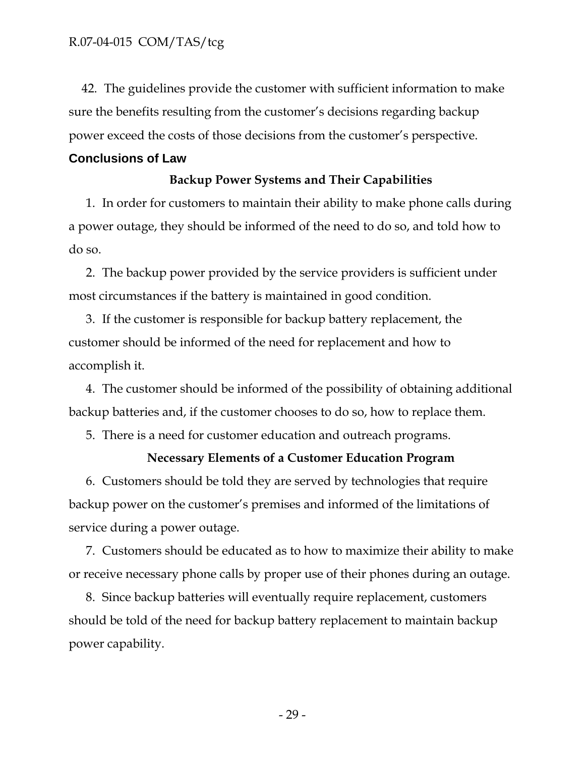42. The guidelines provide the customer with sufficient information to make sure the benefits resulting from the customer's decisions regarding backup power exceed the costs of those decisions from the customer's perspective.

## Conclusions of Law

### Backup Power Systems and Their Capabilities

1. In order for customers to maintain their ability to make phone calls during a power outage, they should be informed of the need to do so, and told how to do so.

2. The backup power provided by the service providers is sufficient under most circumstances if the battery is maintained in good condition.

3. If the customer is responsible for backup battery replacement, the customer should be informed of the need for replacement and how to accomplish it.

4. The customer should be informed of the possibility of obtaining additional backup batteries and, if the customer chooses to do so, how to replace them.

5. There is a need for customer education and outreach programs.

### Necessary Elements of a Customer Education Program

6. Customers should be told they are served by technologies that require backup power on the customer's premises and informed of the limitations of service during a power outage.

7. Customers should be educated as to how to maximize their ability to make or receive necessary phone calls by proper use of their phones during an outage.

8. Since backup batteries will eventually require replacement, customers should be told of the need for backup battery replacement to maintain backup power capability.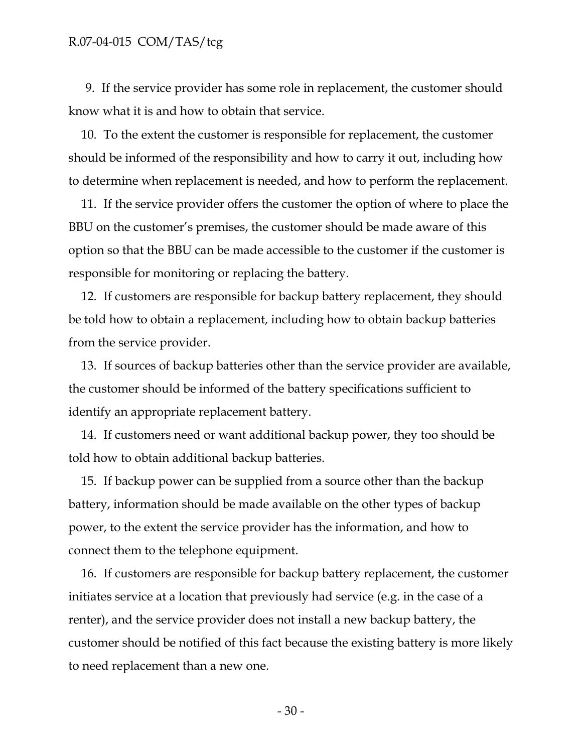9. If the service provider has some role in replacement, the customer should know what it is and how to obtain that service.

10. To the extent the customer is responsible for replacement, the customer should be informed of the responsibility and how to carry it out, including how to determine when replacement is needed, and how to perform the replacement.

11. If the service provider offers the customer the option of where to place the BBU on the customer's premises, the customer should be made aware of this option so that the BBU can be made accessible to the customer if the customer is responsible for monitoring or replacing the battery.

12. If customers are responsible for backup battery replacement, they should be told how to obtain a replacement, including how to obtain backup batteries from the service provider.

13. If sources of backup batteries other than the service provider are available, the customer should be informed of the battery specifications sufficient to identify an appropriate replacement battery.

14. If customers need or want additional backup power, they too should be told how to obtain additional backup batteries.

15. If backup power can be supplied from a source other than the backup battery, information should be made available on the other types of backup power, to the extent the service provider has the information, and how to connect them to the telephone equipment.

16. If customers are responsible for backup battery replacement, the customer initiates service at a location that previously had service (e.g. in the case of a renter), and the service provider does not install a new backup battery, the customer should be notified of this fact because the existing battery is more likely to need replacement than a new one.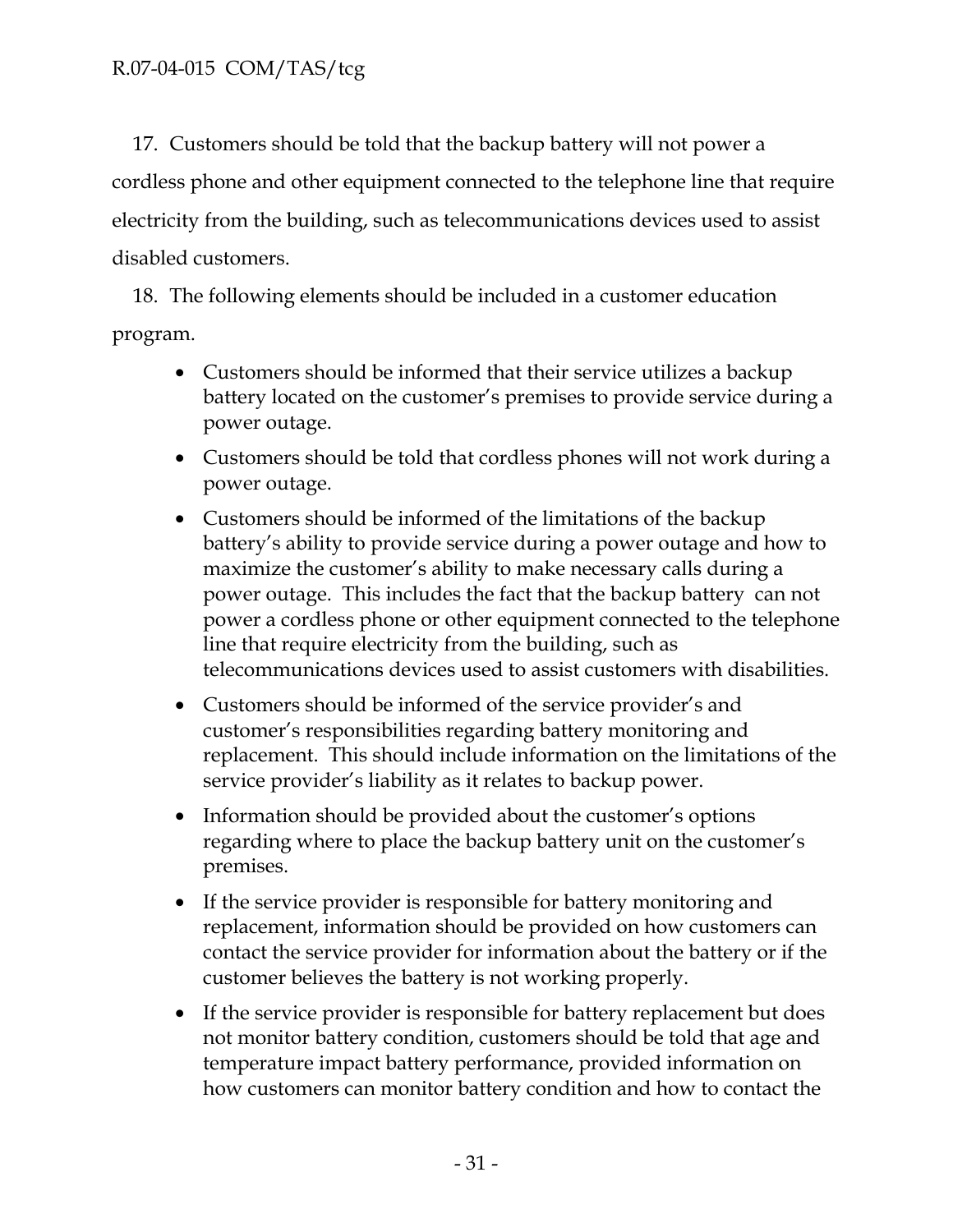17. Customers should be told that the backup battery will not power a cordless phone and other equipment connected to the telephone line that require electricity from the building, such as telecommunications devices used to assist disabled customers.

18. The following elements should be included in a customer education program.

- Customers should be informed that their service utilizes a backup battery located on the customer's premises to provide service during a power outage.
- Customers should be told that cordless phones will not work during a power outage.
- Customers should be informed of the limitations of the backup battery's ability to provide service during a power outage and how to maximize the customer's ability to make necessary calls during a power outage. This includes the fact that the backup battery can not power a cordless phone or other equipment connected to the telephone line that require electricity from the building, such as telecommunications devices used to assist customers with disabilities.
- Customers should be informed of the service provider's and customer's responsibilities regarding battery monitoring and replacement. This should include information on the limitations of the service provider's liability as it relates to backup power.
- Information should be provided about the customer's options regarding where to place the backup battery unit on the customer's premises.
- If the service provider is responsible for battery monitoring and replacement, information should be provided on how customers can contact the service provider for information about the battery or if the customer believes the battery is not working properly.
- If the service provider is responsible for battery replacement but does not monitor battery condition, customers should be told that age and temperature impact battery performance, provided information on how customers can monitor battery condition and how to contact the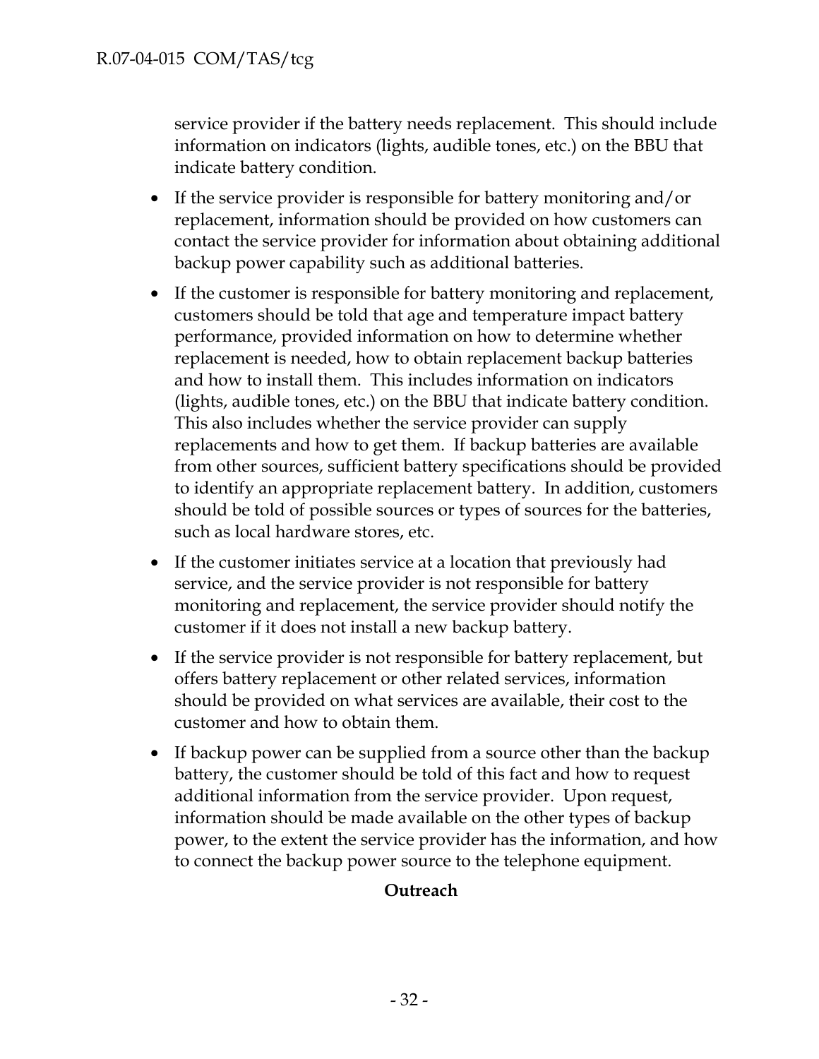service provider if the battery needs replacement. This should include information on indicators (lights, audible tones, etc.) on the BBU that indicate battery condition.

- If the service provider is responsible for battery monitoring and/or replacement, information should be provided on how customers can contact the service provider for information about obtaining additional backup power capability such as additional batteries.
- If the customer is responsible for battery monitoring and replacement, customers should be told that age and temperature impact battery performance, provided information on how to determine whether replacement is needed, how to obtain replacement backup batteries and how to install them. This includes information on indicators (lights, audible tones, etc.) on the BBU that indicate battery condition. This also includes whether the service provider can supply replacements and how to get them. If backup batteries are available from other sources, sufficient battery specifications should be provided to identify an appropriate replacement battery. In addition, customers should be told of possible sources or types of sources for the batteries, such as local hardware stores, etc.
- If the customer initiates service at a location that previously had service, and the service provider is not responsible for battery monitoring and replacement, the service provider should notify the customer if it does not install a new backup battery.
- If the service provider is not responsible for battery replacement, but offers battery replacement or other related services, information should be provided on what services are available, their cost to the customer and how to obtain them.
- If backup power can be supplied from a source other than the backup battery, the customer should be told of this fact and how to request additional information from the service provider. Upon request, information should be made available on the other types of backup power, to the extent the service provider has the information, and how to connect the backup power source to the telephone equipment.

**Outreach**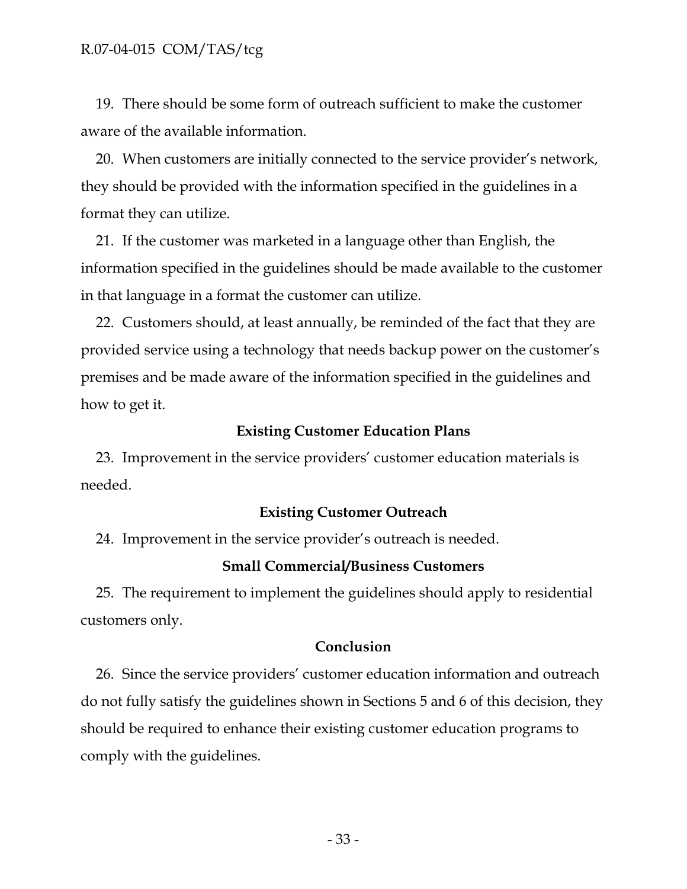19. There should be some form of outreach sufficient to make the customer aware of the available information.

20. When customers are initially connected to the service provider's network, they should be provided with the information specified in the guidelines in a format they can utilize.

21. If the customer was marketed in a language other than English, the information specified in the guidelines should be made available to the customer in that language in a format the customer can utilize.

22. Customers should, at least annually, be reminded of the fact that they are provided service using a technology that needs backup power on the customer's premises and be made aware of the information specified in the guidelines and how to get it.

**Existing Customer Education Plans**

23. Improvement in the service providers' customer education materials is needed.

**Existing Customer Outreach**

24. Improvement in the service provider's outreach is needed.

**Small Commercial/Business Customers**

25. The requirement to implement the guidelines should apply to residential customers only.

**Conclusion**

26. Since the service providers' customer education information and outreach do not fully satisfy the guidelines shown in Sections 5 and 6 of this decision, they should be required to enhance their existing customer education programs to comply with the guidelines.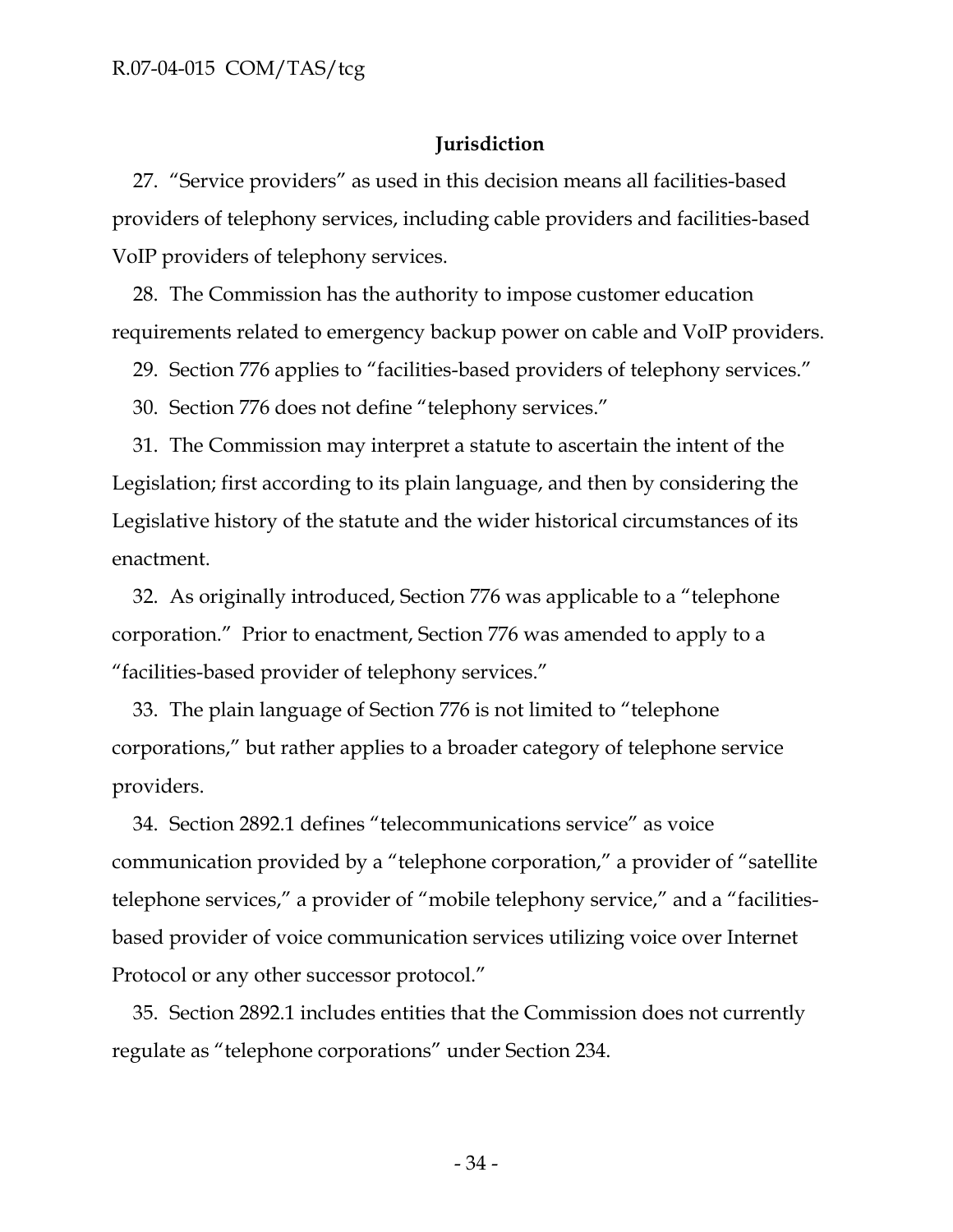### Jurisdiction

27. "Service providers" as used in this decision means all facilities-based providers of telephony services, including cable providers and facilities-based VoIP providers of telephony services.

28. The Commission has the authority to impose customer education requirements related to emergency backup power on cable and VoIP providers.

29. Section 776 applies to "facilities-based providers of telephony services."

30. Section 776 does not define "telephony services."

31. The Commission may interpret a statute to ascertain the intent of the Legislation; first according to its plain language, and then by considering the Legislative history of the statute and the wider historical circumstances of its enactment.

32. As originally introduced, Section 776 was applicable to a "telephone corporation." Prior to enactment, Section 776 was amended to apply to a "facilities-based provider of telephony services."

33. The plain language of Section 776 is not limited to "telephone corporations," but rather applies to a broader category of telephone service providers.

34. Section 2892.1 defines "telecommunications service" as voice communication provided by a "telephone corporation," a provider of "satellite telephone services," a provider of "mobile telephony service," and a "facilities-based provider of voice communication services utilizing voice over Internet Protocol or any other successor protocol."

35. Section 2892.1 includes entities that the Commission does not currently regulate as "telephone corporations" under Section 234.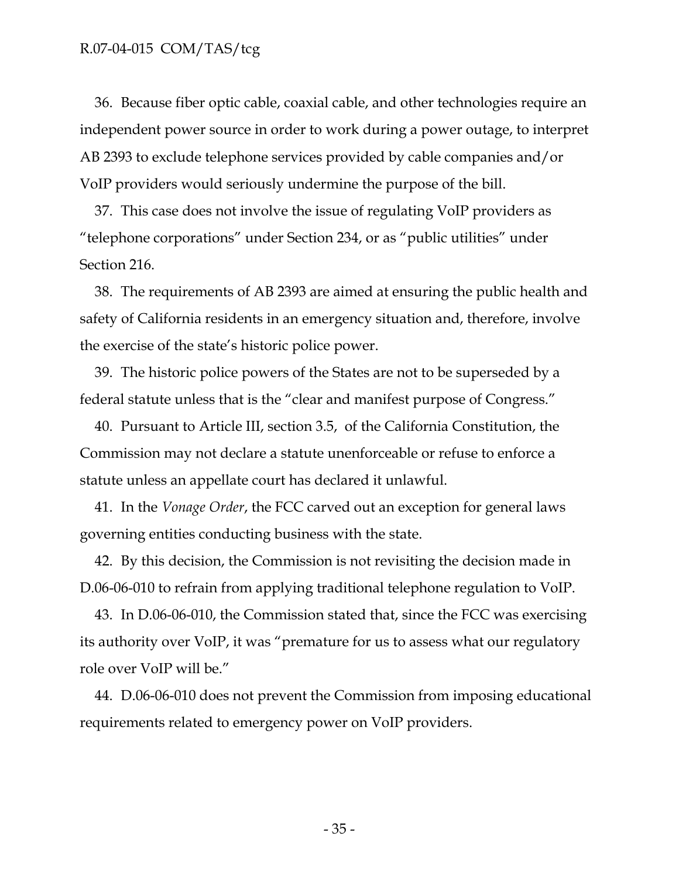36. Because fiber optic cable, coaxial cable, and other technologies require an independent power source in order to work during a power outage, to interpret AB 2393 to exclude telephone services provided by cable companies and/or VoIP providers would seriously undermine the purpose of the bill.

37. This case does not involve the issue of regulating VoIP providers as "telephone corporations" under Section 234, or as "public utilities" under Section 216.

38. The requirements of AB 2393 are aimed at ensuring the public health and safety of California residents in an emergency situation and, therefore, involve the exercise of the state's historic police power.

39. The historic police powers of the States are not to be superseded by a federal statute unless that is the "clear and manifest purpose of Congress."

40. Pursuant to Article III, section 3.5, of the California Constitution, the Commission may not declare a statute unenforceable or refuse to enforce a statute unless an appellate court has declared it unlawful.

41. In the *Vonage Order*, the FCC carved out an exception for general laws governing entities conducting business with the state.

42. By this decision, the Commission is not revisiting the decision made in D.06-06-010 to refrain from applying traditional telephone regulation to VoIP.

43. In D.06-06-010, the Commission stated that, since the FCC was exercising its authority over VoIP, it was "premature for us to assess what our regulatory role over VoIP will be."

44. D.06-06-010 does not prevent the Commission from imposing educational requirements related to emergency power on VoIP providers.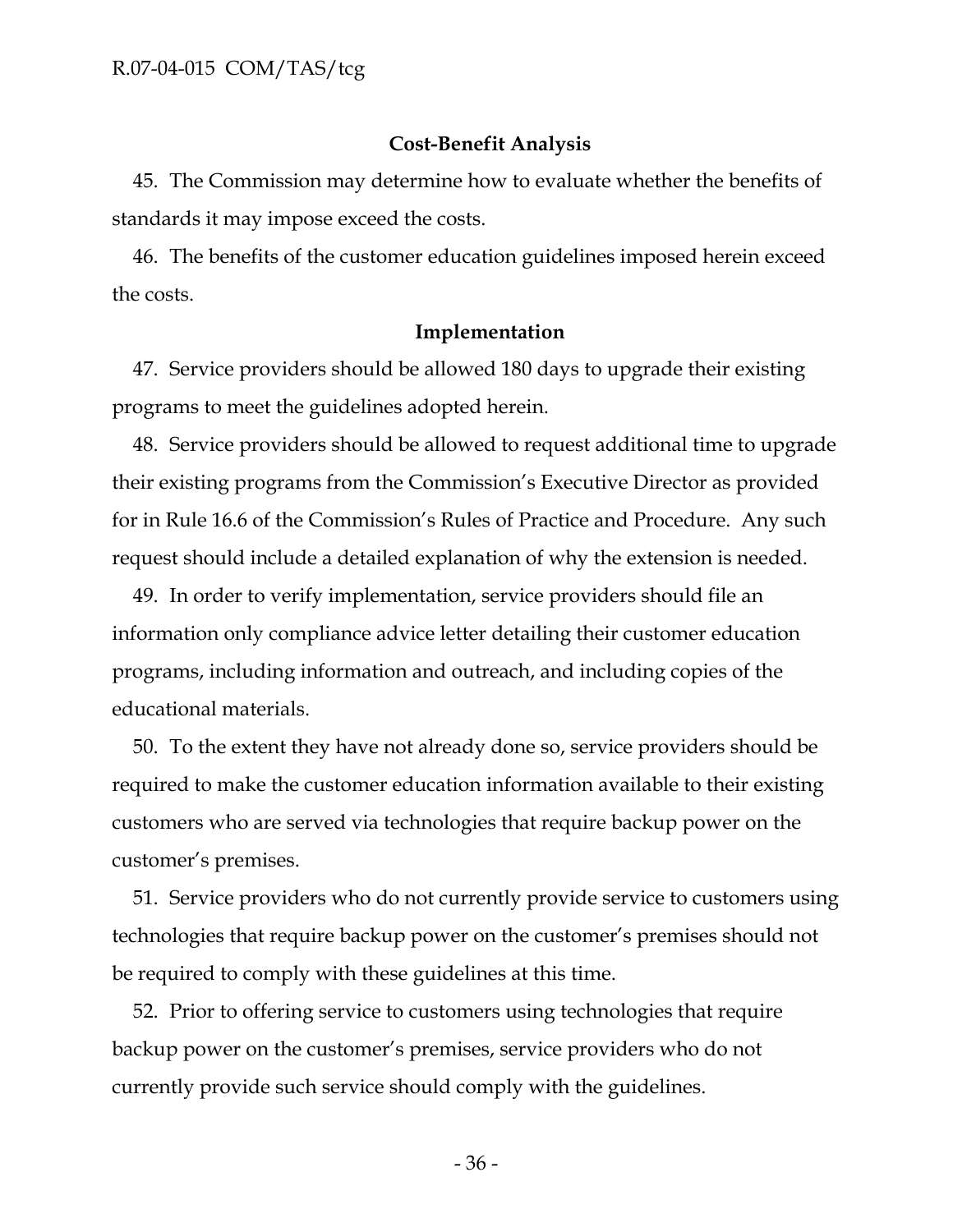### Cost-Benefit Analysis

45. The Commission may determine how to evaluate whether the benefits of standards it may impose exceed the costs.

46. The benefits of the customer education guidelines imposed herein exceed the costs.

### Implementation

47. Service providers should be allowed 180 days to upgrade their existing programs to meet the guidelines adopted herein.

48. Service providers should be allowed to request additional time to upgrade their existing programs from the Commission's Executive Director as provided for in Rule 16.6 of the Commission's Rules of Practice and Procedure. Any such request should include a detailed explanation of why the extension is needed.

49. In order to verify implementation, service providers should file an information only compliance advice letter detailing their customer education programs, including information and outreach, and including copies of the educational materials.

50. To the extent they have not already done so, service providers should be required to make the customer education information available to their existing customers who are served via technologies that require backup power on the customer's premises.

51. Service providers who do not currently provide service to customers using technologies that require backup power on the customer's premises should not be required to comply with these guidelines at this time.

52. Prior to offering service to customers using technologies that require backup power on the customer's premises, service providers who do not currently provide such service should comply with the guidelines.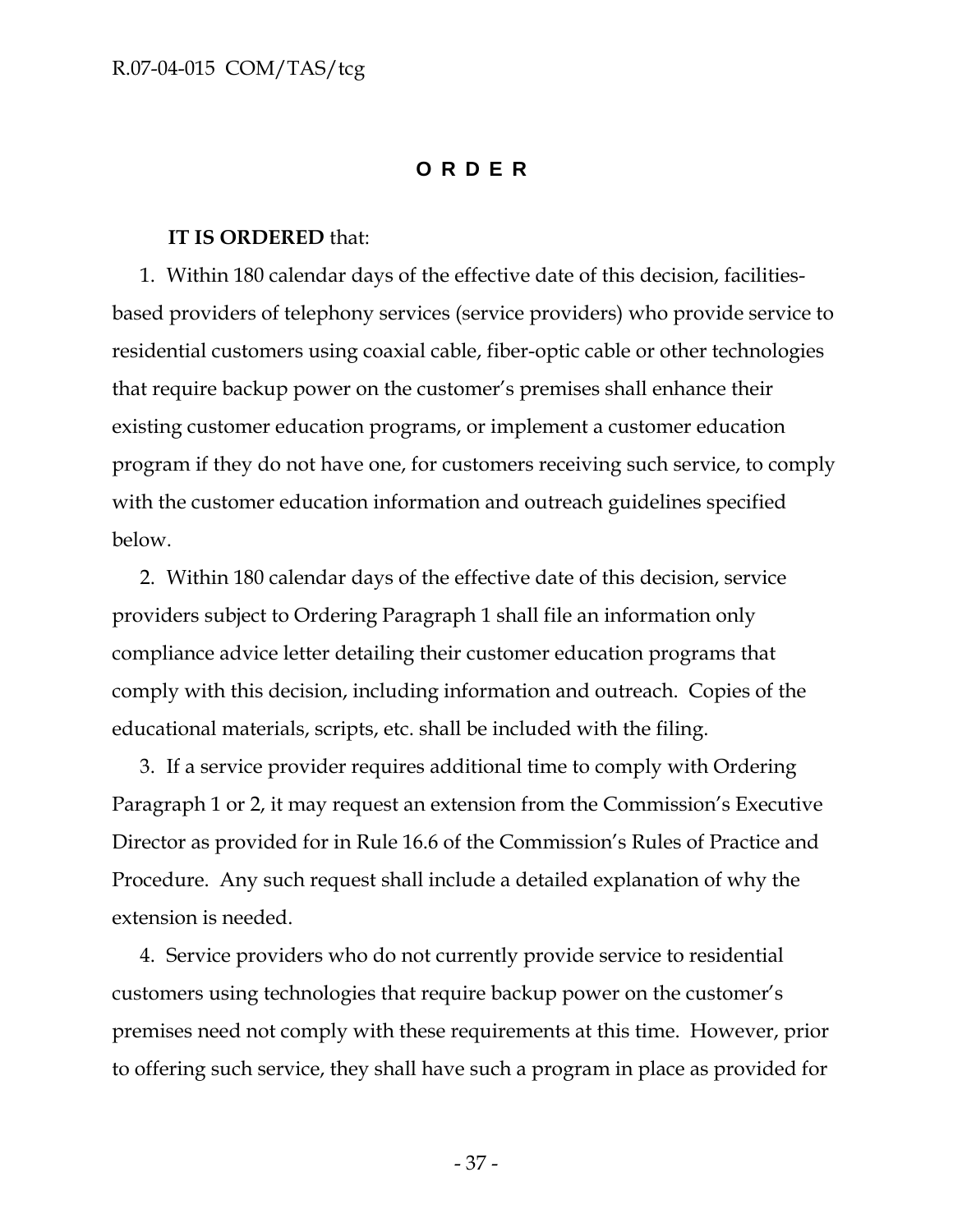# O R D E R

**IT IS ORDERED** that:

1. Within 180 calendar days of the effective date of this decision, facilities-based providers of telephony services (service providers) who provide service to residential customers using coaxial cable, fiber-optic cable or other technologies that require backup power on the customer's premises shall enhance their existing customer education programs, or implement a customer education program if they do not have one, for customers receiving such service, to comply with the customer education information and outreach guidelines specified below.

2. Within 180 calendar days of the effective date of this decision, service providers subject to Ordering Paragraph 1 shall file an information only compliance advice letter detailing their customer education programs that comply with this decision, including information and outreach. Copies of the educational materials, scripts, etc. shall be included with the filing.

3. If a service provider requires additional time to comply with Ordering Paragraph 1 or 2, it may request an extension from the Commission's Executive Director as provided for in Rule 16.6 of the Commission's Rules of Practice and Procedure. Any such request shall include a detailed explanation of why the extension is needed.

4. Service providers who do not currently provide service to residential customers using technologies that require backup power on the customer's premises need not comply with these requirements at this time. However, prior to offering such service, they shall have such a program in place as provided for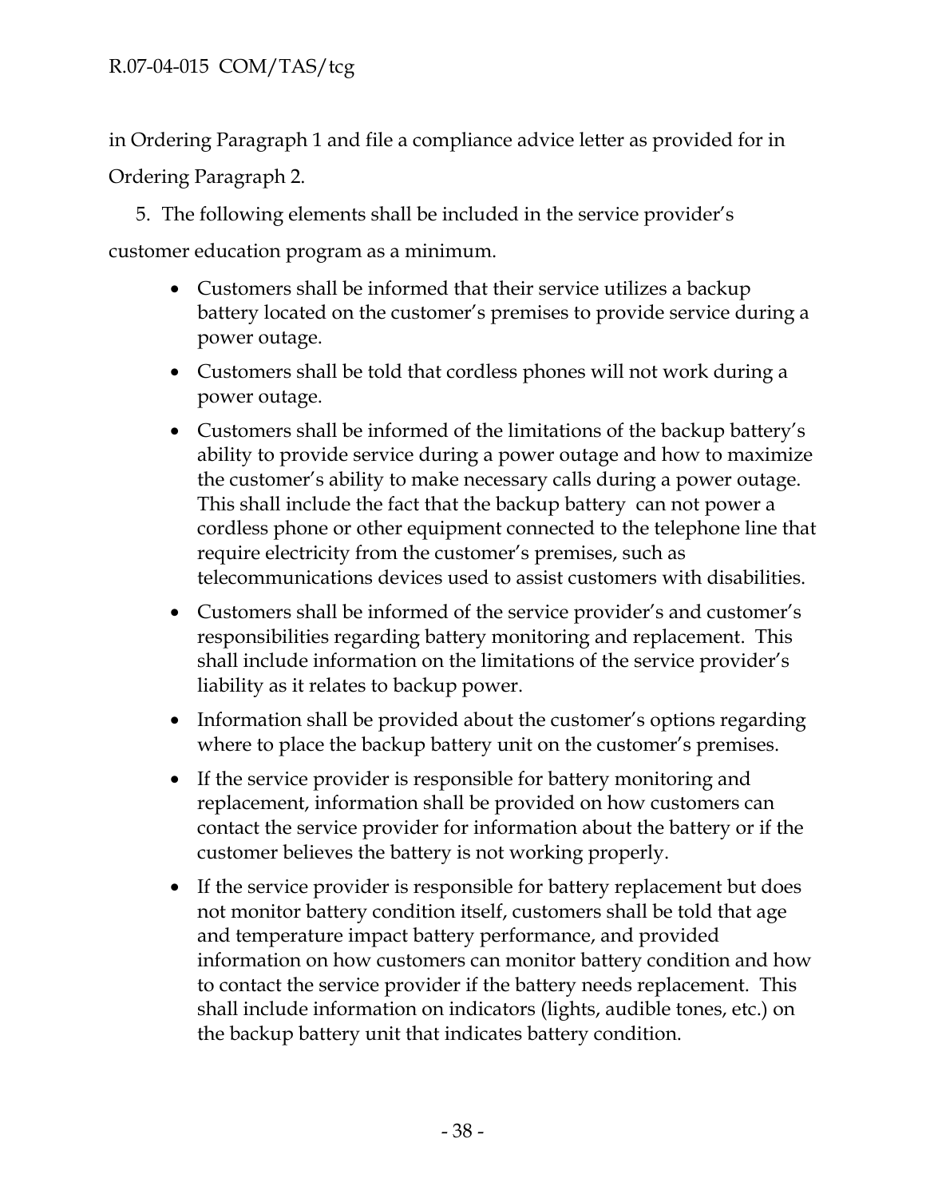in Ordering Paragraph 1 and file a compliance advice letter as provided for in Ordering Paragraph 2.

5. The following elements shall be included in the service provider's customer education program as a minimum.

- Customers shall be informed that their service utilizes a backup battery located on the customer's premises to provide service during a power outage.
- Customers shall be told that cordless phones will not work during a power outage.
- Customers shall be informed of the limitations of the backup battery's ability to provide service during a power outage and how to maximize the customer's ability to make necessary calls during a power outage. This shall include the fact that the backup battery can not power a cordless phone or other equipment connected to the telephone line that require electricity from the customer's premises, such as telecommunications devices used to assist customers with disabilities.
- Customers shall be informed of the service provider's and customer's responsibilities regarding battery monitoring and replacement. This shall include information on the limitations of the service provider's liability as it relates to backup power.
- Information shall be provided about the customer's options regarding where to place the backup battery unit on the customer's premises.
- If the service provider is responsible for battery monitoring and replacement, information shall be provided on how customers can contact the service provider for information about the battery or if the customer believes the battery is not working properly.
- If the service provider is responsible for battery replacement but does not monitor battery condition itself, customers shall be told that age and temperature impact battery performance, and provided information on how customers can monitor battery condition and how to contact the service provider if the battery needs replacement. This shall include information on indicators (lights, audible tones, etc.) on the backup battery unit that indicates battery condition.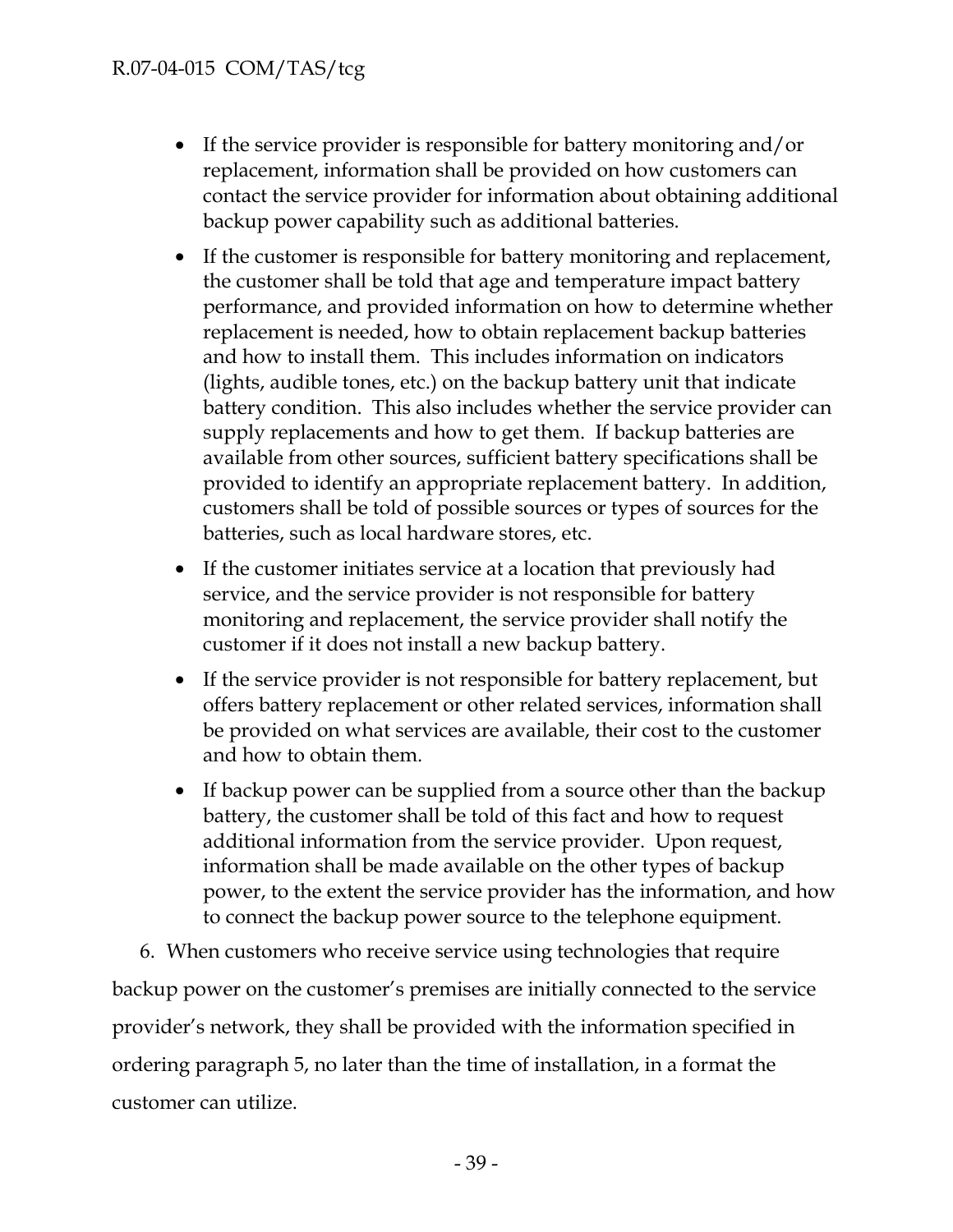- If the service provider is responsible for battery monitoring and/or replacement, information shall be provided on how customers can contact the service provider for information about obtaining additional backup power capability such as additional batteries.
- If the customer is responsible for battery monitoring and replacement, the customer shall be told that age and temperature impact battery performance, and provided information on how to determine whether replacement is needed, how to obtain replacement backup batteries and how to install them. This includes information on indicators (lights, audible tones, etc.) on the backup battery unit that indicate battery condition. This also includes whether the service provider can supply replacements and how to get them. If backup batteries are available from other sources, sufficient battery specifications shall be provided to identify an appropriate replacement battery. In addition, customers shall be told of possible sources or types of sources for the batteries, such as local hardware stores, etc.
- If the customer initiates service at a location that previously had service, and the service provider is not responsible for battery monitoring and replacement, the service provider shall notify the customer if it does not install a new backup battery.
- If the service provider is not responsible for battery replacement, but offers battery replacement or other related services, information shall be provided on what services are available, their cost to the customer and how to obtain them.
- If backup power can be supplied from a source other than the backup battery, the customer shall be told of this fact and how to request additional information from the service provider. Upon request, information shall be made available on the other types of backup power, to the extent the service provider has the information, and how to connect the backup power source to the telephone equipment.

6. When customers who receive service using technologies that require backup power on the customer's premises are initially connected to the service provider's network, they shall be provided with the information specified in ordering paragraph 5, no later than the time of installation, in a format the customer can utilize.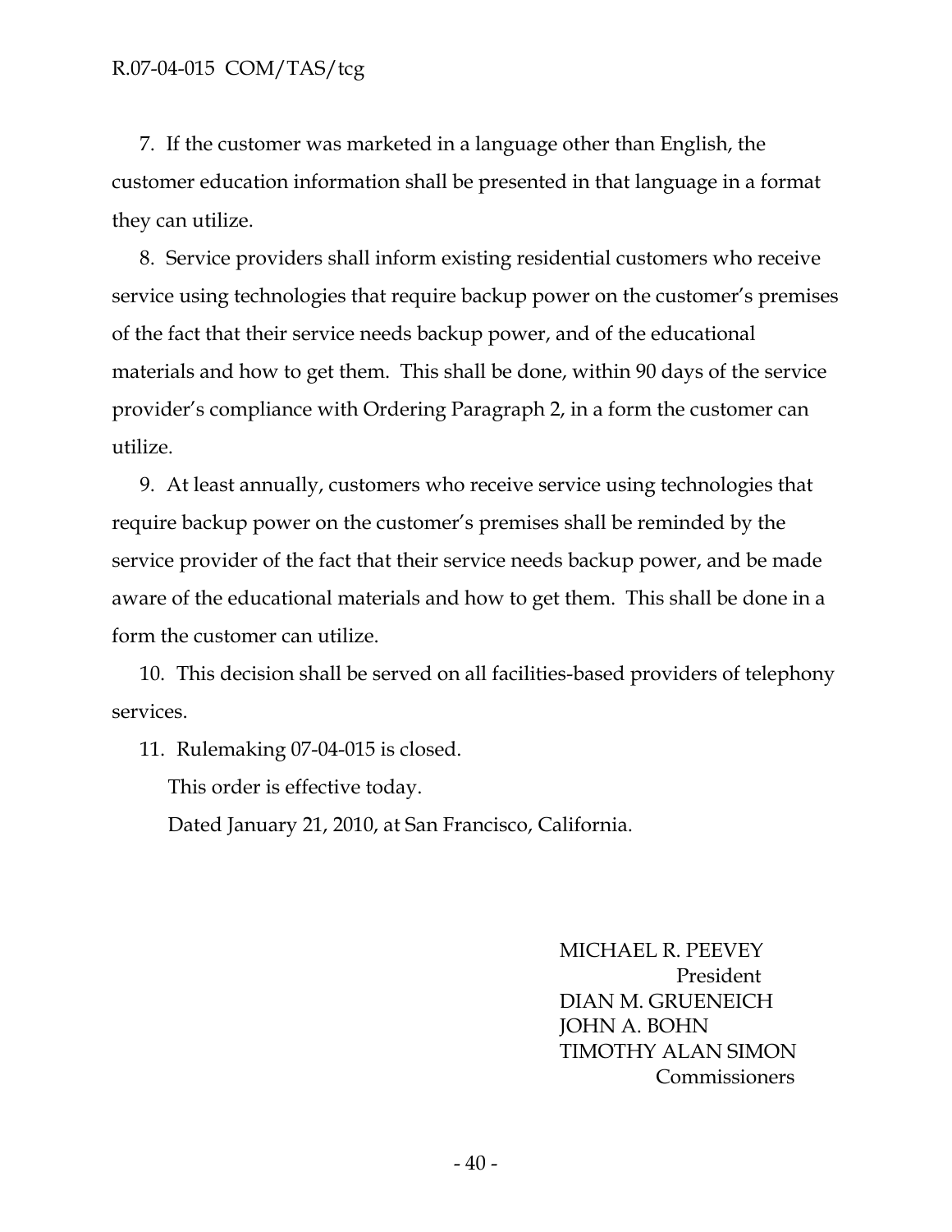7. If the customer was marketed in a language other than English, the customer education information shall be presented in that language in a format they can utilize.

8. Service providers shall inform existing residential customers who receive service using technologies that require backup power on the customer's premises of the fact that their service needs backup power, and of the educational materials and how to get them. This shall be done, within 90 days of the service provider's compliance with Ordering Paragraph 2, in a form the customer can utilize.

9. At least annually, customers who receive service using technologies that require backup power on the customer's premises shall be reminded by the service provider of the fact that their service needs backup power, and be made aware of the educational materials and how to get them. This shall be done in a form the customer can utilize.

10. This decision shall be served on all facilities-based providers of telephony services.

11. Rulemaking 07-04-015 is closed.

This order is effective today.

Dated January 21, 2010, at San Francisco, California.

MICHAEL R. PEEVEY
President
DIAN M. GRUENEICH
JOHN A. BOHN
TIMOTHY ALAN SIMON
Commissioners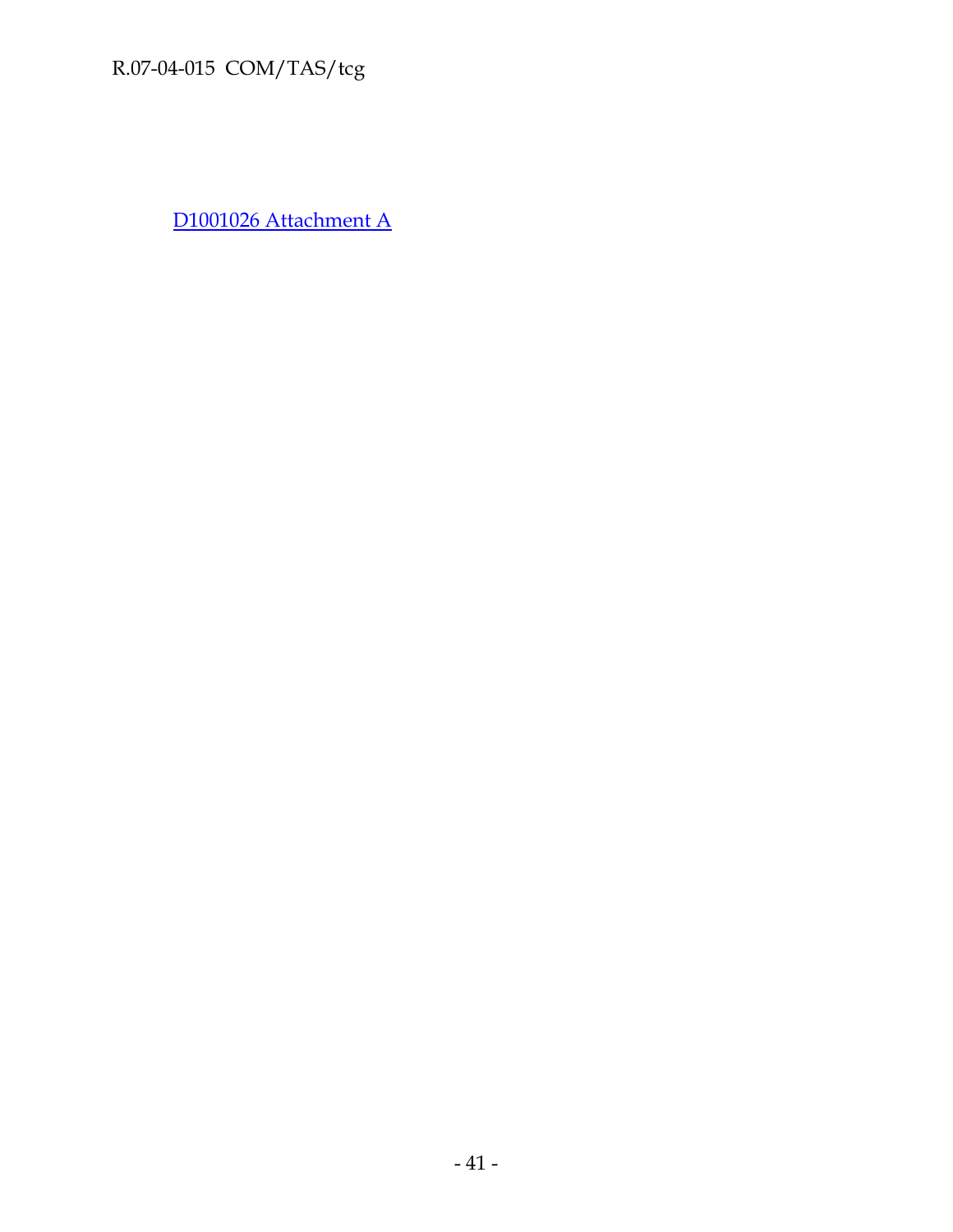[D1001026 Attachment A]